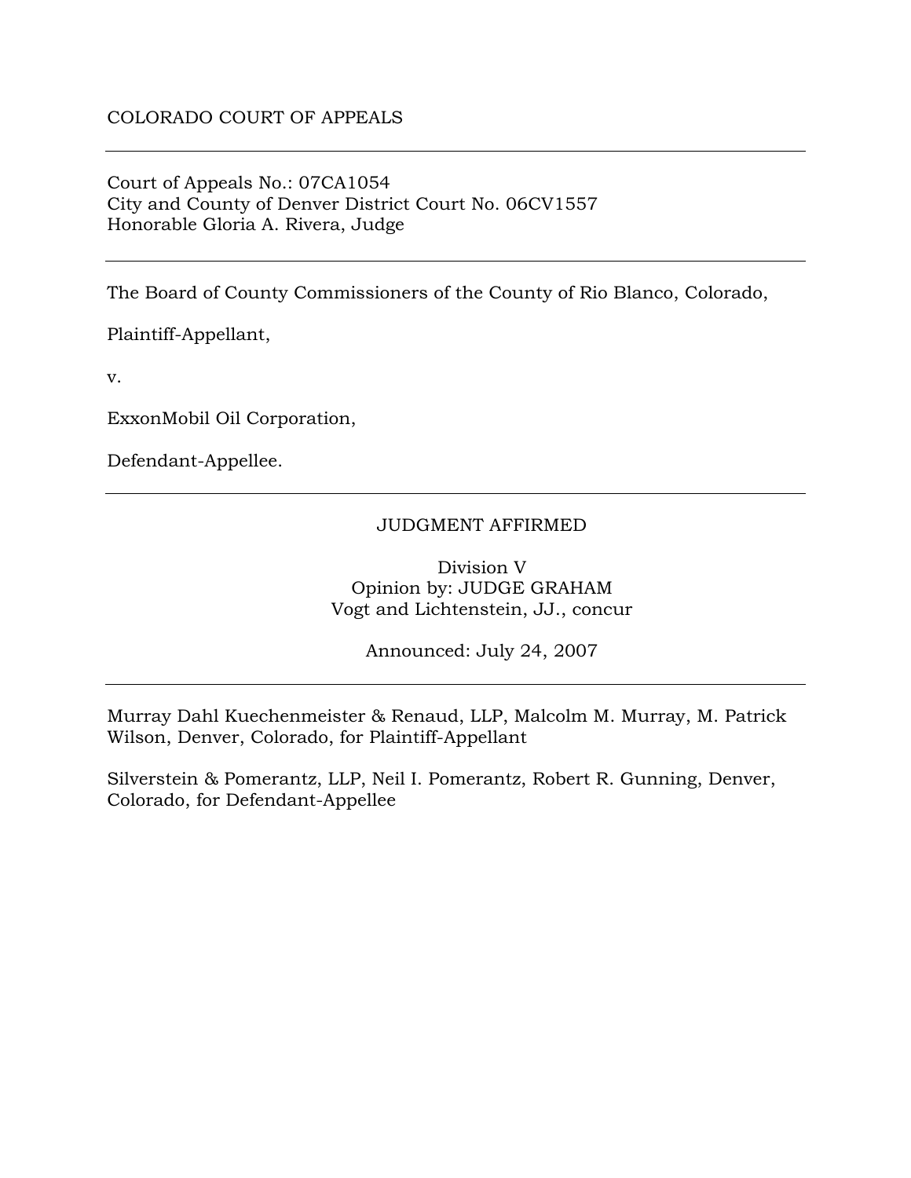COLORADO COURT OF APPEALS

---

Court of Appeals No.: 07CA1054
City and County of Denver District Court No. 06CV1557
Honorable Gloria A. Rivera, Judge

---

The Board of County Commissioners of the County of Rio Blanco, Colorado,

Plaintiff-Appellant,

v.

ExxonMobil Oil Corporation,

Defendant-Appellee.

---

JUDGMENT AFFIRMED

Division V
Opinion by: JUDGE GRAHAM
Vogt and Lichtenstein, JJ., concur

Announced: July 24, 2007

---

Murray Dahl Kuechenmeister & Renaud, LLP, Malcolm M. Murray, M. Patrick Wilson, Denver, Colorado, for Plaintiff-Appellant

Silverstein & Pomerantz, LLP, Neil I. Pomerantz, Robert R. Gunning, Denver, Colorado, for Defendant-Appellee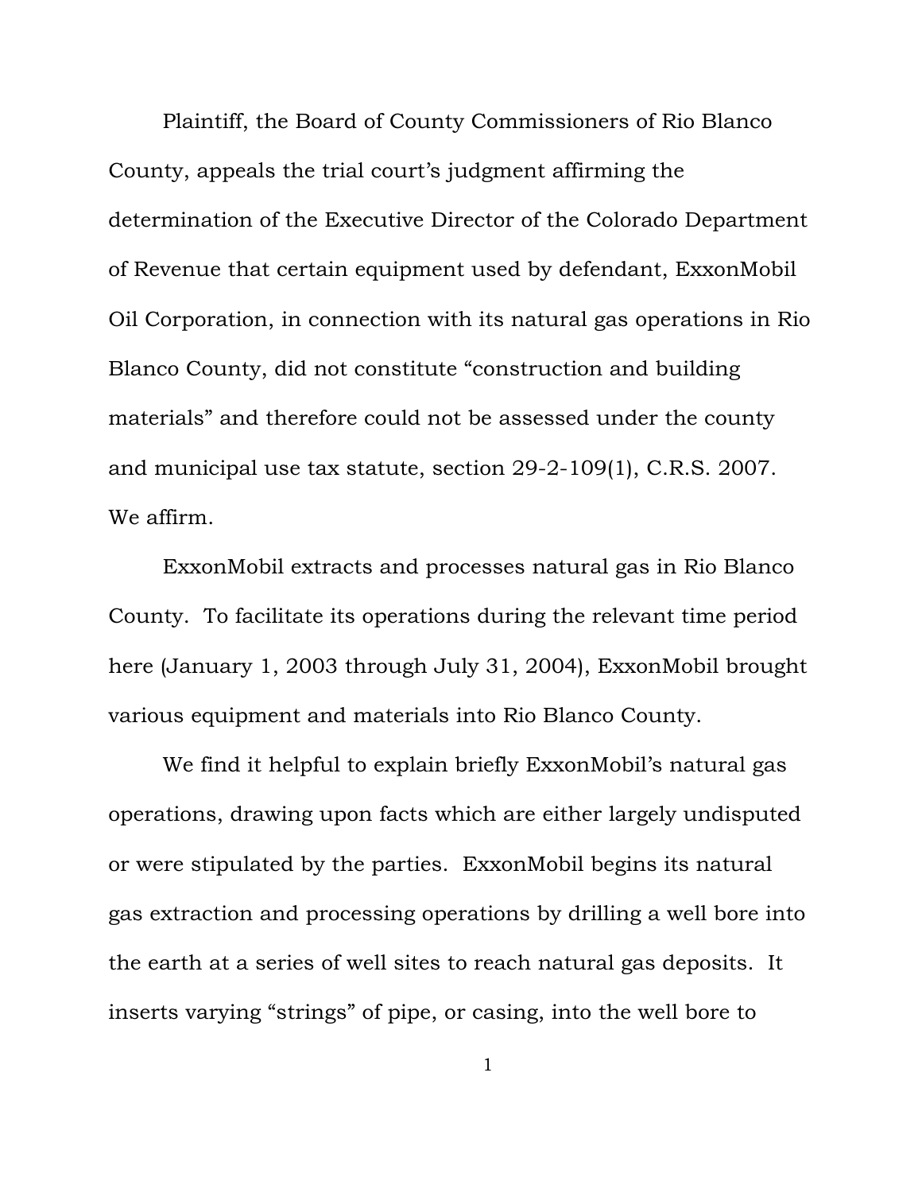Plaintiff, the Board of County Commissioners of Rio Blanco County, appeals the trial court's judgment affirming the determination of the Executive Director of the Colorado Department of Revenue that certain equipment used by defendant, ExxonMobil Oil Corporation, in connection with its natural gas operations in Rio Blanco County, did not constitute "construction and building materials" and therefore could not be assessed under the county and municipal use tax statute, section 29-2-109(1), C.R.S. 2007. We affirm.

ExxonMobil extracts and processes natural gas in Rio Blanco County. To facilitate its operations during the relevant time period here (January 1, 2003 through July 31, 2004), ExxonMobil brought various equipment and materials into Rio Blanco County.

We find it helpful to explain briefly ExxonMobil's natural gas operations, drawing upon facts which are either largely undisputed or were stipulated by the parties. ExxonMobil begins its natural gas extraction and processing operations by drilling a well bore into the earth at a series of well sites to reach natural gas deposits. It inserts varying "strings" of pipe, or casing, into the well bore to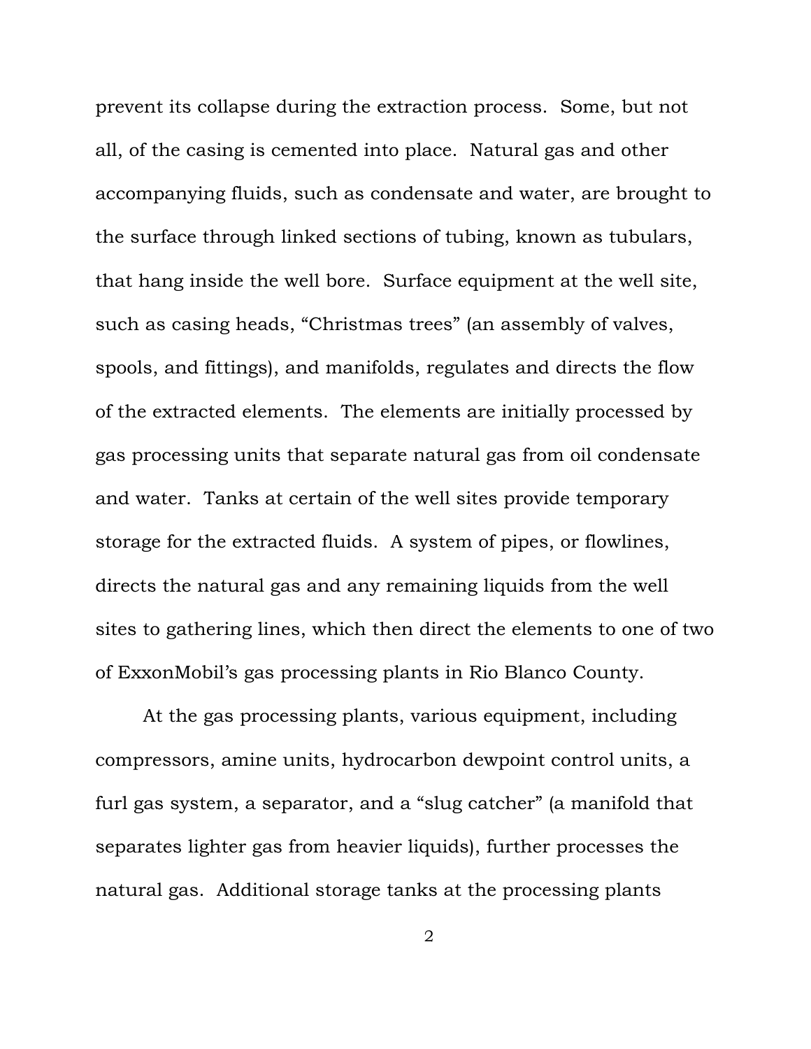prevent its collapse during the extraction process. Some, but not all, of the casing is cemented into place. Natural gas and other accompanying fluids, such as condensate and water, are brought to the surface through linked sections of tubing, known as tubulars, that hang inside the well bore. Surface equipment at the well site, such as casing heads, "Christmas trees" (an assembly of valves, spools, and fittings), and manifolds, regulates and directs the flow of the extracted elements. The elements are initially processed by gas processing units that separate natural gas from oil condensate and water. Tanks at certain of the well sites provide temporary storage for the extracted fluids. A system of pipes, or flowlines, directs the natural gas and any remaining liquids from the well sites to gathering lines, which then direct the elements to one of two of ExxonMobil's gas processing plants in Rio Blanco County.

At the gas processing plants, various equipment, including compressors, amine units, hydrocarbon dewpoint control units, a furl gas system, a separator, and a "slug catcher" (a manifold that separates lighter gas from heavier liquids), further processes the natural gas. Additional storage tanks at the processing plants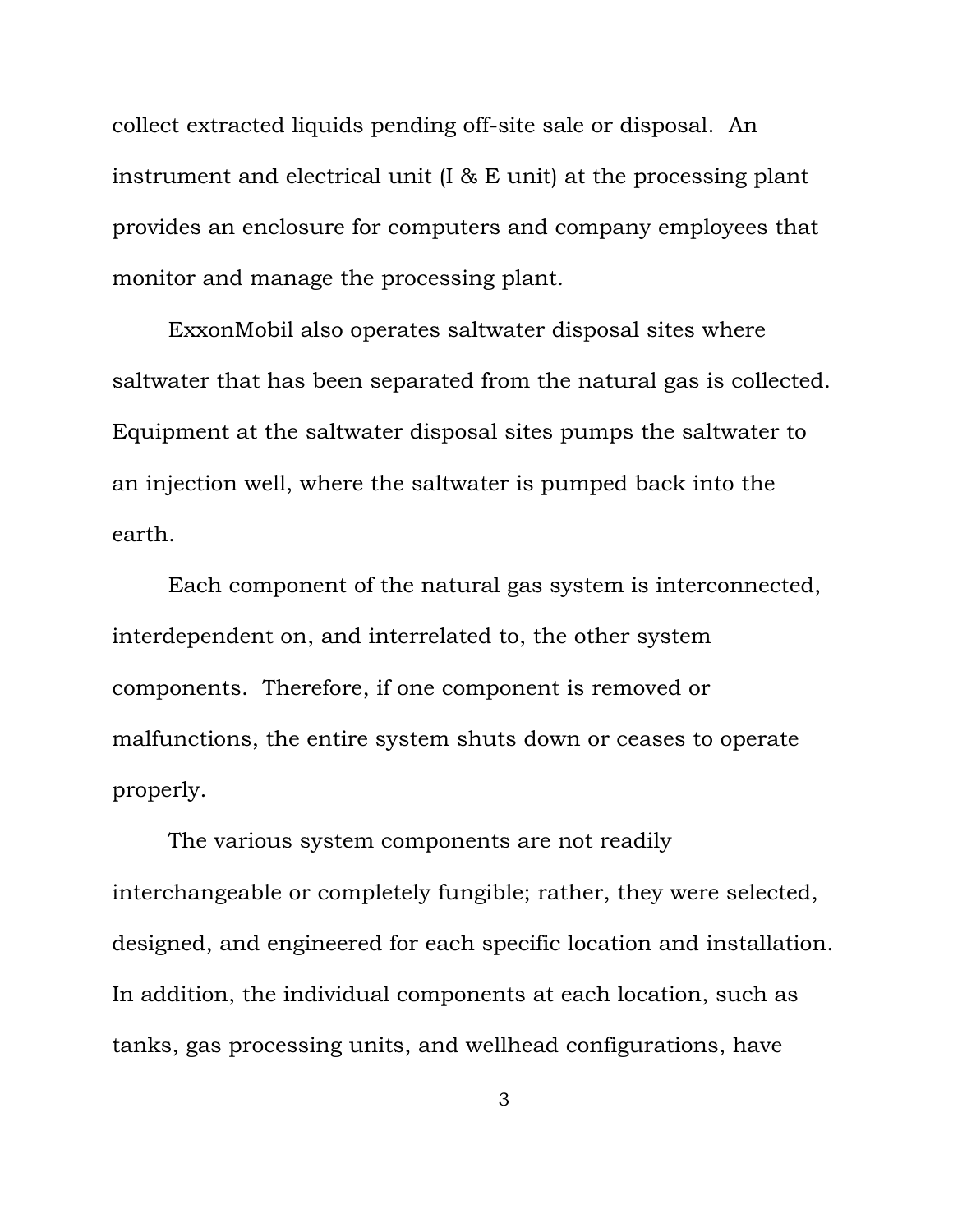collect extracted liquids pending off-site sale or disposal. An instrument and electrical unit (I & E unit) at the processing plant provides an enclosure for computers and company employees that monitor and manage the processing plant.

ExxonMobil also operates saltwater disposal sites where saltwater that has been separated from the natural gas is collected. Equipment at the saltwater disposal sites pumps the saltwater to an injection well, where the saltwater is pumped back into the earth.

Each component of the natural gas system is interconnected, interdependent on, and interrelated to, the other system components. Therefore, if one component is removed or malfunctions, the entire system shuts down or ceases to operate properly.

The various system components are not readily interchangeable or completely fungible; rather, they were selected, designed, and engineered for each specific location and installation. In addition, the individual components at each location, such as tanks, gas processing units, and wellhead configurations, have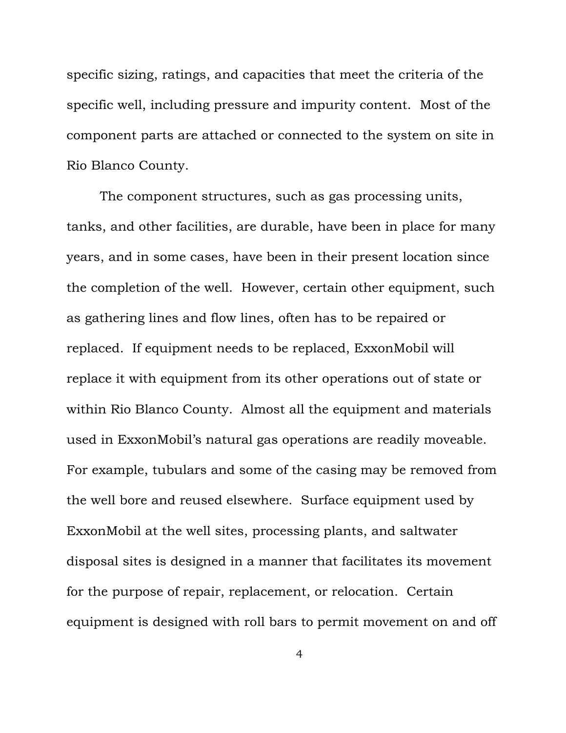specific sizing, ratings, and capacities that meet the criteria of the specific well, including pressure and impurity content. Most of the component parts are attached or connected to the system on site in Rio Blanco County.

The component structures, such as gas processing units, tanks, and other facilities, are durable, have been in place for many years, and in some cases, have been in their present location since the completion of the well. However, certain other equipment, such as gathering lines and flow lines, often has to be repaired or replaced. If equipment needs to be replaced, ExxonMobil will replace it with equipment from its other operations out of state or within Rio Blanco County. Almost all the equipment and materials used in ExxonMobil's natural gas operations are readily moveable. For example, tubulars and some of the casing may be removed from the well bore and reused elsewhere. Surface equipment used by ExxonMobil at the well sites, processing plants, and saltwater disposal sites is designed in a manner that facilitates its movement for the purpose of repair, replacement, or relocation. Certain equipment is designed with roll bars to permit movement on and off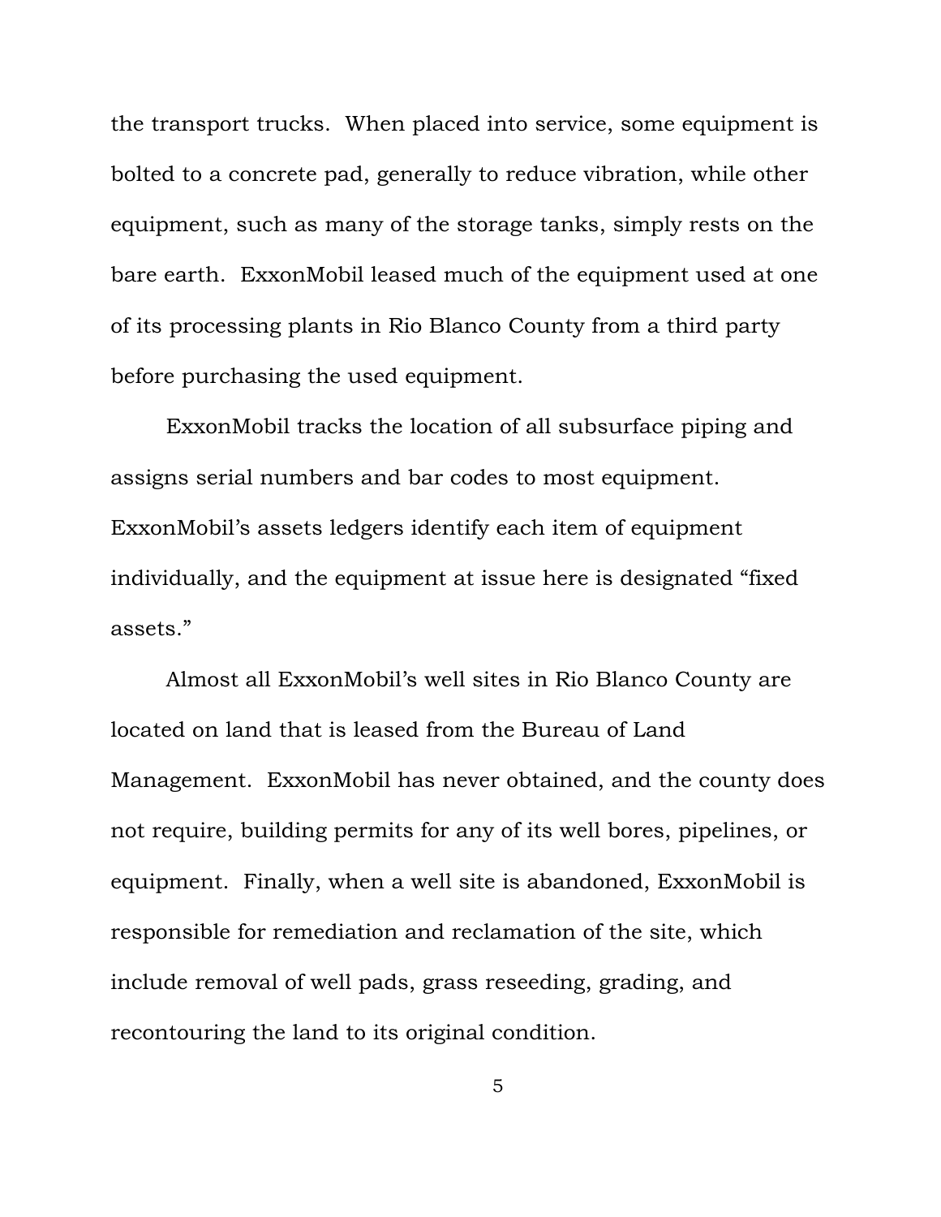the transport trucks. When placed into service, some equipment is bolted to a concrete pad, generally to reduce vibration, while other equipment, such as many of the storage tanks, simply rests on the bare earth. ExxonMobil leased much of the equipment used at one of its processing plants in Rio Blanco County from a third party before purchasing the used equipment.

ExxonMobil tracks the location of all subsurface piping and assigns serial numbers and bar codes to most equipment. ExxonMobil's assets ledgers identify each item of equipment individually, and the equipment at issue here is designated "fixed assets."

Almost all ExxonMobil's well sites in Rio Blanco County are located on land that is leased from the Bureau of Land Management. ExxonMobil has never obtained, and the county does not require, building permits for any of its well bores, pipelines, or equipment. Finally, when a well site is abandoned, ExxonMobil is responsible for remediation and reclamation of the site, which include removal of well pads, grass reseeding, grading, and recontouring the land to its original condition.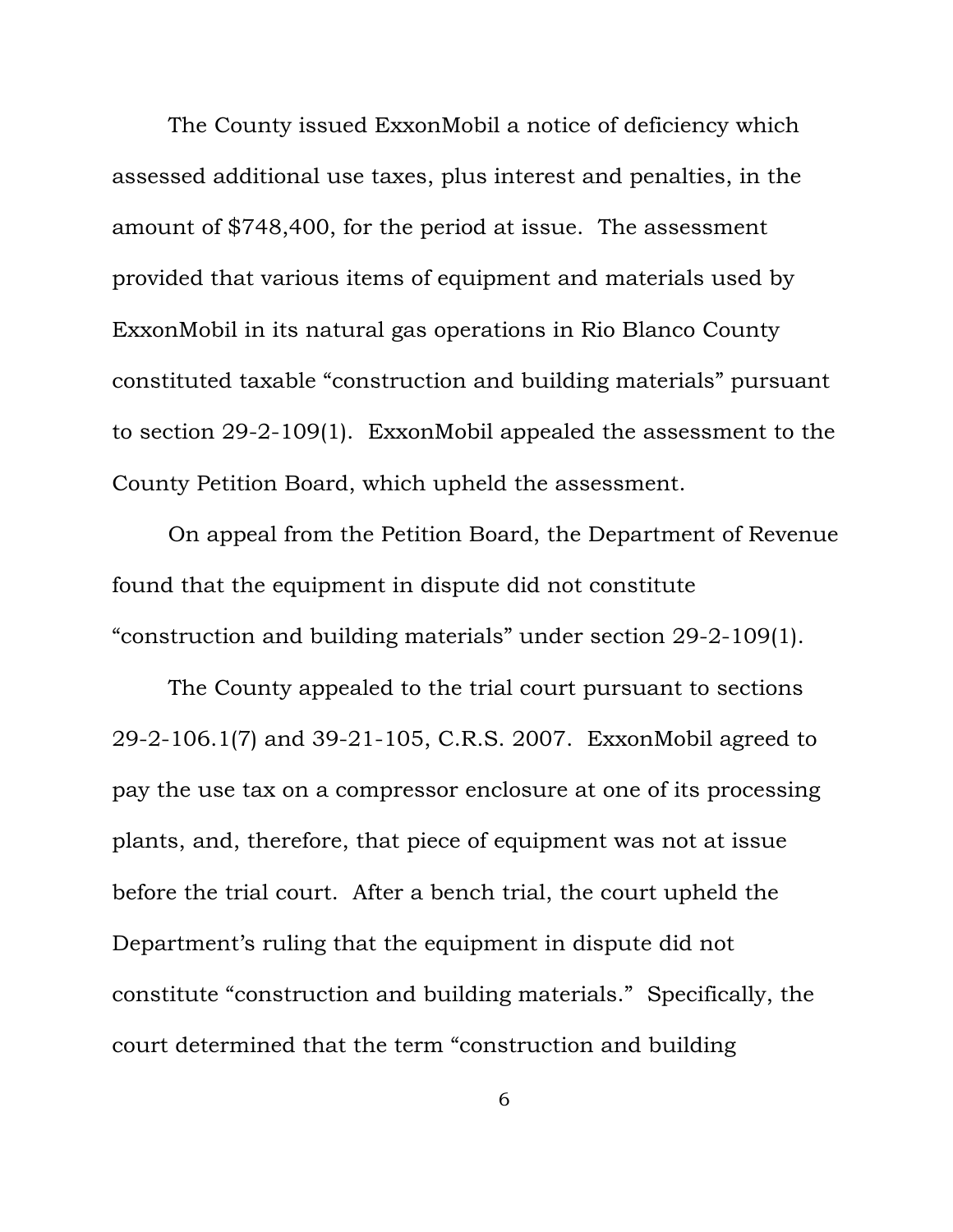The County issued ExxonMobil a notice of deficiency which assessed additional use taxes, plus interest and penalties, in the amount of $748,400, for the period at issue. The assessment provided that various items of equipment and materials used by ExxonMobil in its natural gas operations in Rio Blanco County constituted taxable "construction and building materials" pursuant to section 29-2-109(1). ExxonMobil appealed the assessment to the County Petition Board, which upheld the assessment.

On appeal from the Petition Board, the Department of Revenue found that the equipment in dispute did not constitute "construction and building materials" under section 29-2-109(1).

The County appealed to the trial court pursuant to sections 29-2-106.1(7) and 39-21-105, C.R.S. 2007. ExxonMobil agreed to pay the use tax on a compressor enclosure at one of its processing plants, and, therefore, that piece of equipment was not at issue before the trial court. After a bench trial, the court upheld the Department's ruling that the equipment in dispute did not constitute "construction and building materials." Specifically, the court determined that the term "construction and building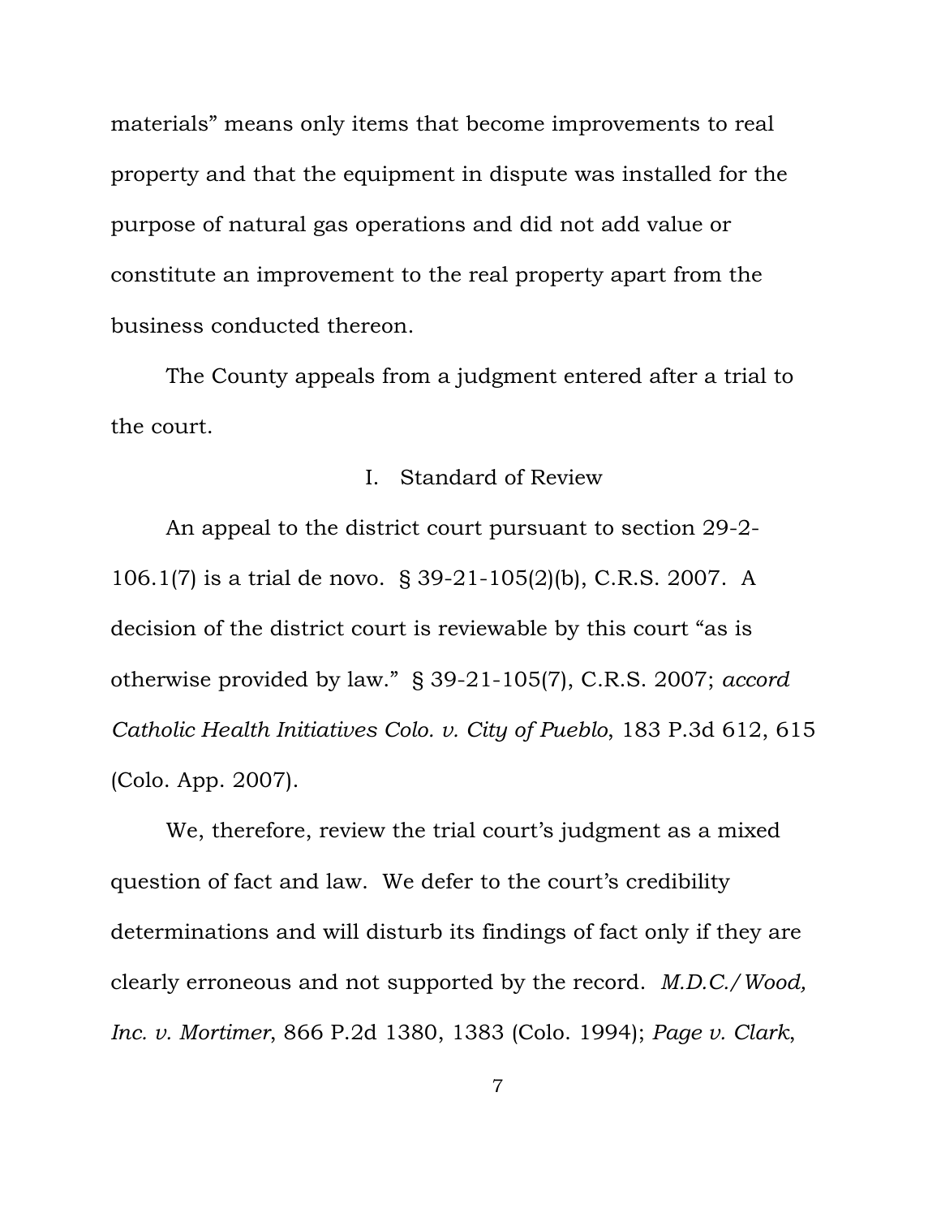materials" means only items that become improvements to real property and that the equipment in dispute was installed for the purpose of natural gas operations and did not add value or constitute an improvement to the real property apart from the business conducted thereon.

The County appeals from a judgment entered after a trial to the court.

## I. Standard of Review

An appeal to the district court pursuant to section 29-2-106.1(7) is a trial de novo. § 39-21-105(2)(b), C.R.S. 2007. A decision of the district court is reviewable by this court "as is otherwise provided by law." § 39-21-105(7), C.R.S. 2007; *accord Catholic Health Initiatives Colo. v. City of Pueblo*, 183 P.3d 612, 615 (Colo. App. 2007).

We, therefore, review the trial court's judgment as a mixed question of fact and law. We defer to the court's credibility determinations and will disturb its findings of fact only if they are clearly erroneous and not supported by the record. *M.D.C./Wood, Inc. v. Mortimer*, 866 P.2d 1380, 1383 (Colo. 1994); *Page v. Clark*,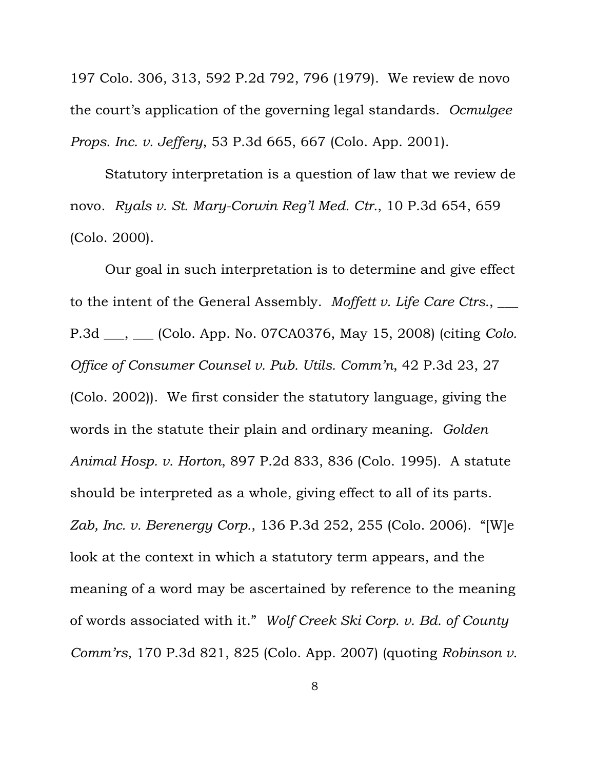197 Colo. 306, 313, 592 P.2d 792, 796 (1979). We review de novo the court's application of the governing legal standards. *Ocmulgee Props. Inc. v. Jeffery*, 53 P.3d 665, 667 (Colo. App. 2001).

Statutory interpretation is a question of law that we review de novo. *Ryals v. St. Mary-Corwin Reg'l Med. Ctr.*, 10 P.3d 654, 659 (Colo. 2000).

Our goal in such interpretation is to determine and give effect to the intent of the General Assembly. *Moffett v. Life Care Ctrs.*, ___ P.3d ___, ___ (Colo. App. No. 07CA0376, May 15, 2008) (citing *Colo. Office of Consumer Counsel v. Pub. Utils. Comm'n*, 42 P.3d 23, 27 (Colo. 2002)). We first consider the statutory language, giving the words in the statute their plain and ordinary meaning. *Golden Animal Hosp. v. Horton*, 897 P.2d 833, 836 (Colo. 1995). A statute should be interpreted as a whole, giving effect to all of its parts. *Zab, Inc. v. Berenergy Corp.*, 136 P.3d 252, 255 (Colo. 2006). "[W]e look at the context in which a statutory term appears, and the meaning of a word may be ascertained by reference to the meaning of words associated with it." *Wolf Creek Ski Corp. v. Bd. of County Comm'rs*, 170 P.3d 821, 825 (Colo. App. 2007) (quoting *Robinson v.*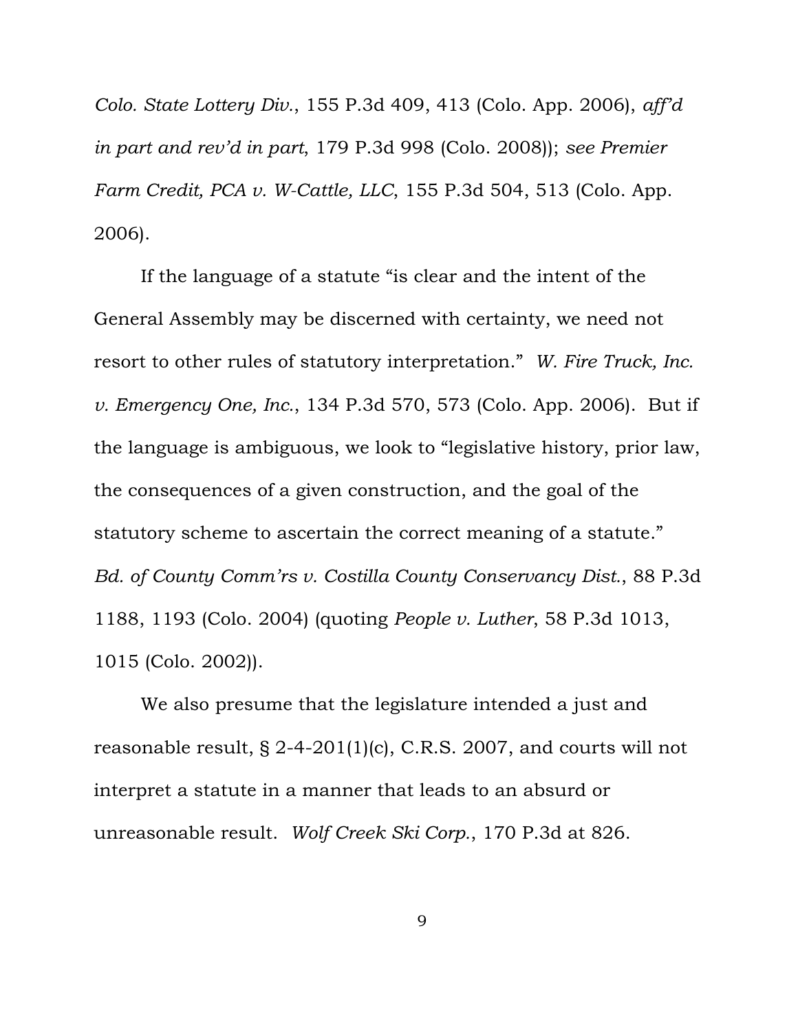*Colo. State Lottery Div.*, 155 P.3d 409, 413 (Colo. App. 2006), *aff'd in part and rev'd in part*, 179 P.3d 998 (Colo. 2008)); *see Premier Farm Credit, PCA v. W-Cattle, LLC*, 155 P.3d 504, 513 (Colo. App. 2006).

If the language of a statute "is clear and the intent of the General Assembly may be discerned with certainty, we need not resort to other rules of statutory interpretation." *W. Fire Truck, Inc. v. Emergency One, Inc.*, 134 P.3d 570, 573 (Colo. App. 2006). But if the language is ambiguous, we look to "legislative history, prior law, the consequences of a given construction, and the goal of the statutory scheme to ascertain the correct meaning of a statute." *Bd. of County Comm'rs v. Costilla County Conservancy Dist.*, 88 P.3d 1188, 1193 (Colo. 2004) (quoting *People v. Luther*, 58 P.3d 1013, 1015 (Colo. 2002)).

We also presume that the legislature intended a just and reasonable result, § 2-4-201(1)(c), C.R.S. 2007, and courts will not interpret a statute in a manner that leads to an absurd or unreasonable result. *Wolf Creek Ski Corp.*, 170 P.3d at 826.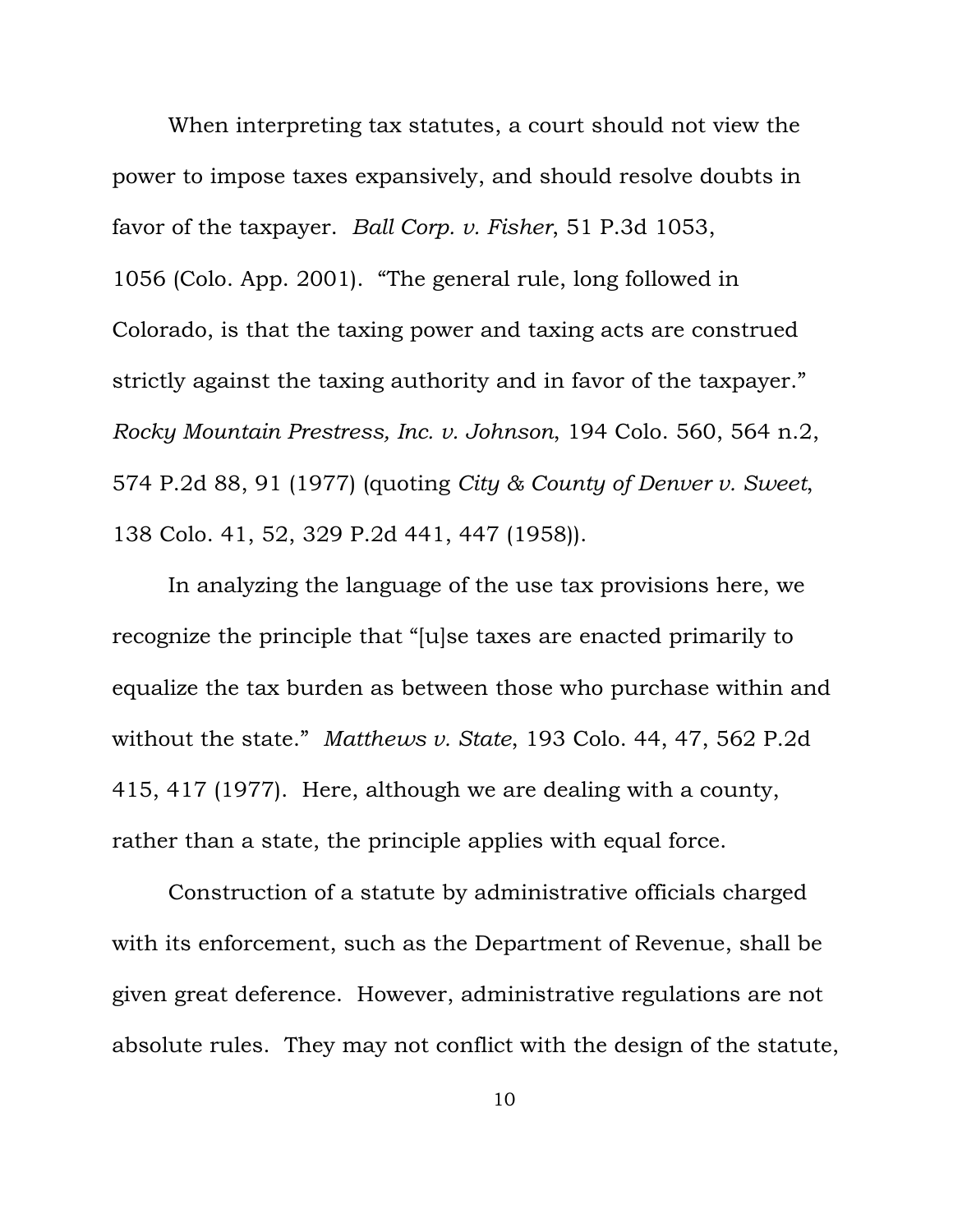When interpreting tax statutes, a court should not view the power to impose taxes expansively, and should resolve doubts in favor of the taxpayer. *Ball Corp. v. Fisher*, 51 P.3d 1053, 1056 (Colo. App. 2001). "The general rule, long followed in Colorado, is that the taxing power and taxing acts are construed strictly against the taxing authority and in favor of the taxpayer." *Rocky Mountain Prestress, Inc. v. Johnson*, 194 Colo. 560, 564 n.2, 574 P.2d 88, 91 (1977) (quoting *City & County of Denver v. Sweet*, 138 Colo. 41, 52, 329 P.2d 441, 447 (1958)).

In analyzing the language of the use tax provisions here, we recognize the principle that "[u]se taxes are enacted primarily to equalize the tax burden as between those who purchase within and without the state." *Matthews v. State*, 193 Colo. 44, 47, 562 P.2d 415, 417 (1977). Here, although we are dealing with a county, rather than a state, the principle applies with equal force.

Construction of a statute by administrative officials charged with its enforcement, such as the Department of Revenue, shall be given great deference. However, administrative regulations are not absolute rules. They may not conflict with the design of the statute,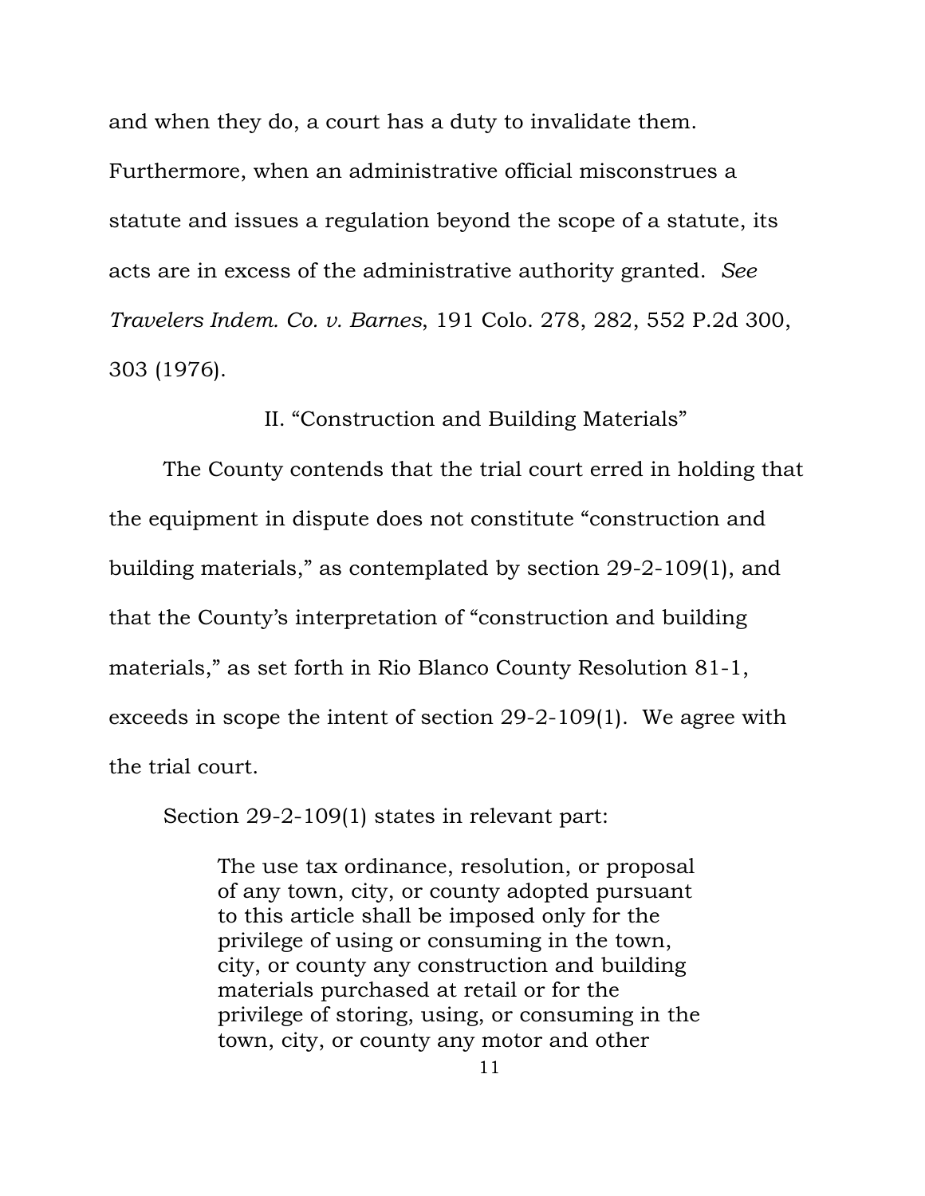and when they do, a court has a duty to invalidate them. Furthermore, when an administrative official misconstrues a statute and issues a regulation beyond the scope of a statute, its acts are in excess of the administrative authority granted. *See Travelers Indem. Co. v. Barnes*, 191 Colo. 278, 282, 552 P.2d 300, 303 (1976).

## II. “Construction and Building Materials”

The County contends that the trial court erred in holding that the equipment in dispute does not constitute “construction and building materials,” as contemplated by section 29-2-109(1), and that the County’s interpretation of “construction and building materials,” as set forth in Rio Blanco County Resolution 81-1, exceeds in scope the intent of section 29-2-109(1). We agree with the trial court.

Section 29-2-109(1) states in relevant part:

> The use tax ordinance, resolution, or proposal of any town, city, or county adopted pursuant to this article shall be imposed only for the privilege of using or consuming in the town, city, or county any construction and building materials purchased at retail or for the privilege of storing, using, or consuming in the town, city, or county any motor and other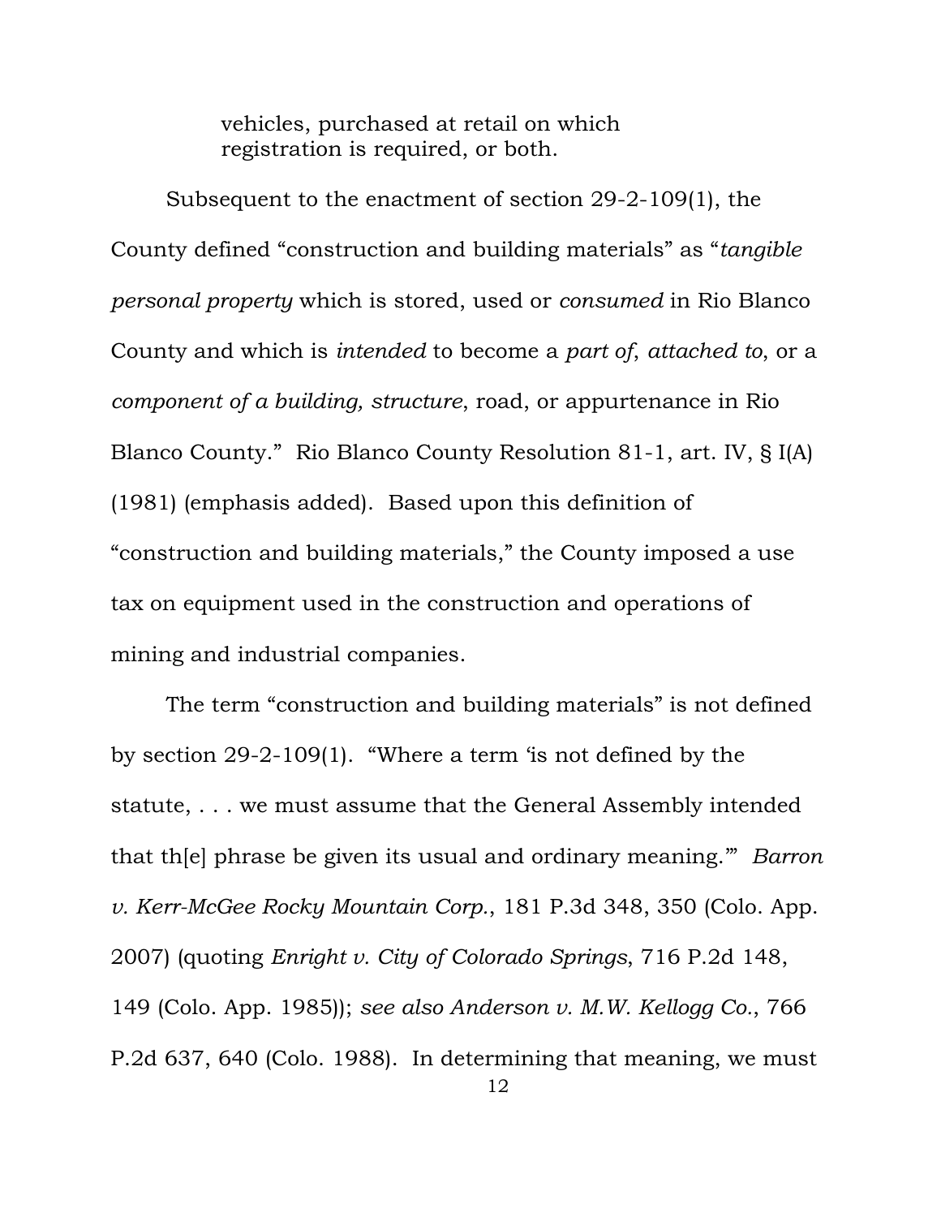> vehicles, purchased at retail on which registration is required, or both.

Subsequent to the enactment of section 29-2-109(1), the County defined "construction and building materials" as "*tangible personal property* which is stored, used or *consumed* in Rio Blanco County and which is *intended* to become a *part of*, *attached to*, or a *component of a building, structure*, road, or appurtenance in Rio Blanco County." Rio Blanco County Resolution 81-1, art. IV, § I(A) (1981) (emphasis added). Based upon this definition of "construction and building materials," the County imposed a use tax on equipment used in the construction and operations of mining and industrial companies.

The term "construction and building materials" is not defined by section 29-2-109(1). "Where a term 'is not defined by the statute, . . . we must assume that the General Assembly intended that th[e] phrase be given its usual and ordinary meaning.'" *Barron v. Kerr-McGee Rocky Mountain Corp.*, 181 P.3d 348, 350 (Colo. App. 2007) (quoting *Enright v. City of Colorado Springs*, 716 P.2d 148, 149 (Colo. App. 1985)); *see also Anderson v. M.W. Kellogg Co.*, 766 P.2d 637, 640 (Colo. 1988). In determining that meaning, we must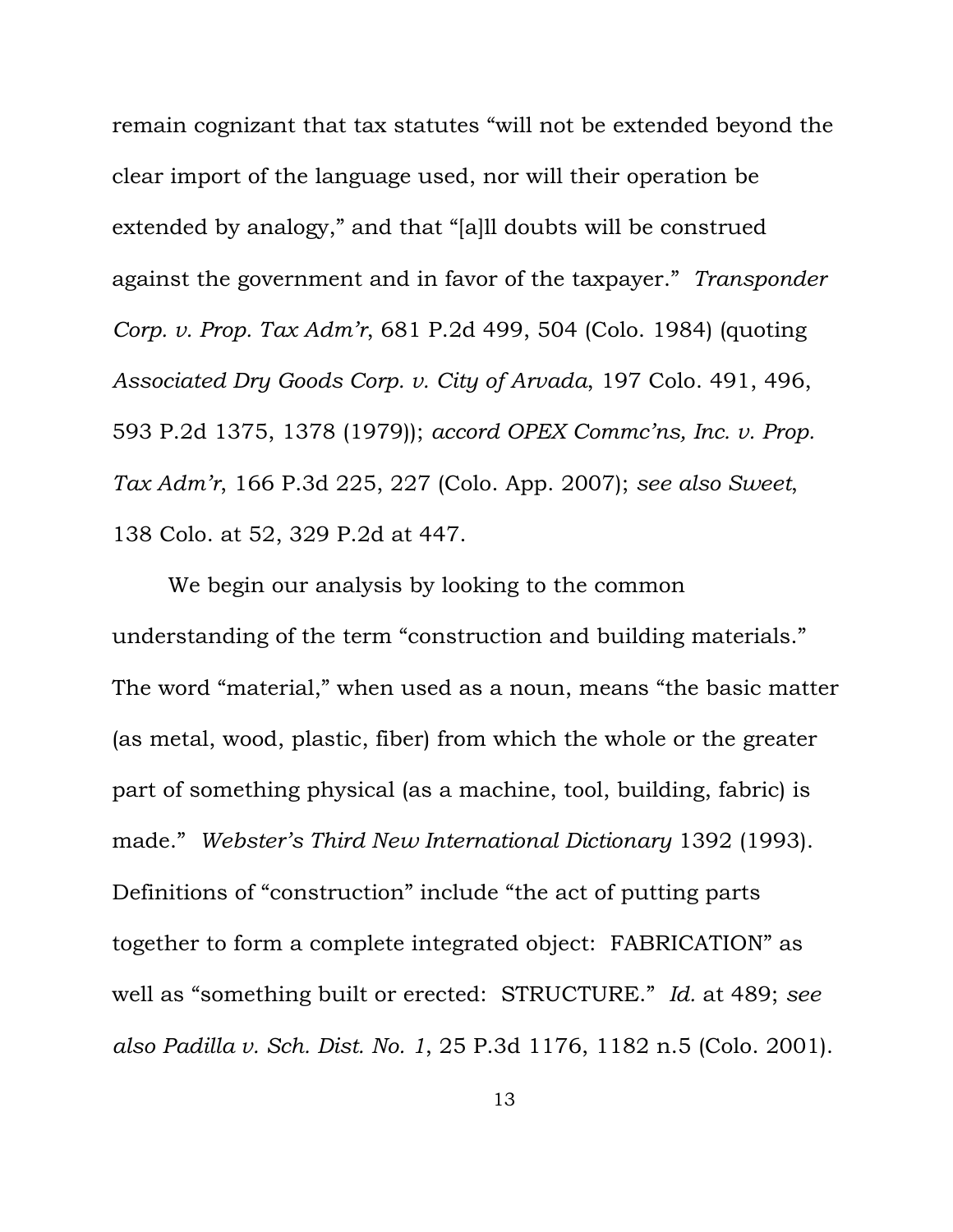remain cognizant that tax statutes "will not be extended beyond the clear import of the language used, nor will their operation be extended by analogy," and that "[a]ll doubts will be construed against the government and in favor of the taxpayer." *Transponder Corp. v. Prop. Tax Adm'r*, 681 P.2d 499, 504 (Colo. 1984) (quoting *Associated Dry Goods Corp. v. City of Arvada*, 197 Colo. 491, 496, 593 P.2d 1375, 1378 (1979)); *accord OPEX Commc'ns, Inc. v. Prop. Tax Adm'r*, 166 P.3d 225, 227 (Colo. App. 2007); *see also Sweet*, 138 Colo. at 52, 329 P.2d at 447.

We begin our analysis by looking to the common understanding of the term "construction and building materials." The word "material," when used as a noun, means "the basic matter (as metal, wood, plastic, fiber) from which the whole or the greater part of something physical (as a machine, tool, building, fabric) is made." *Webster's Third New International Dictionary* 1392 (1993). Definitions of "construction" include "the act of putting parts together to form a complete integrated object: FABRICATION" as well as "something built or erected: STRUCTURE." *Id.* at 489; *see also Padilla v. Sch. Dist. No. 1*, 25 P.3d 1176, 1182 n.5 (Colo. 2001).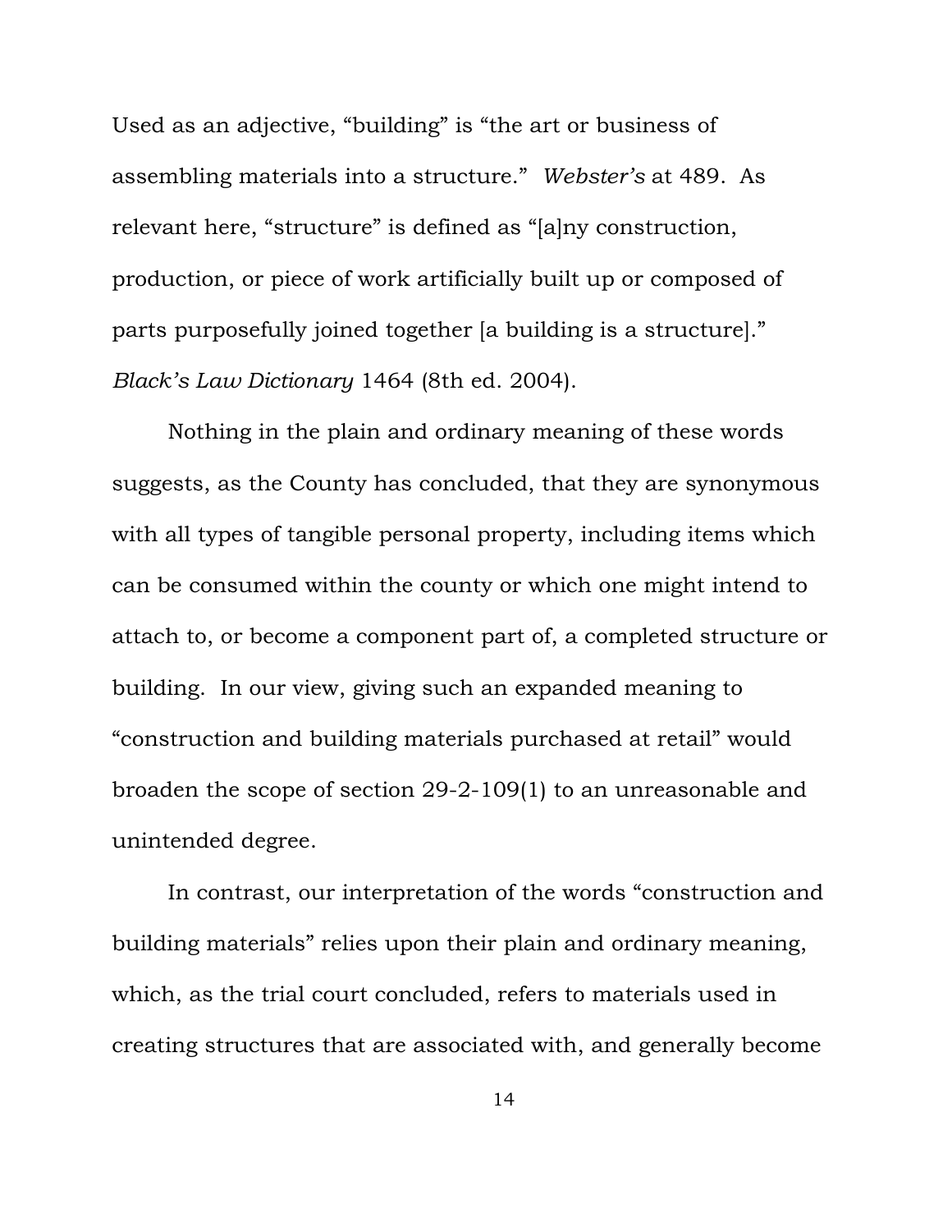Used as an adjective, "building" is "the art or business of assembling materials into a structure." *Webster's* at 489. As relevant here, "structure" is defined as "[a]ny construction, production, or piece of work artificially built up or composed of parts purposefully joined together [a building is a structure]." *Black's Law Dictionary* 1464 (8th ed. 2004).

Nothing in the plain and ordinary meaning of these words suggests, as the County has concluded, that they are synonymous with all types of tangible personal property, including items which can be consumed within the county or which one might intend to attach to, or become a component part of, a completed structure or building. In our view, giving such an expanded meaning to "construction and building materials purchased at retail" would broaden the scope of section 29-2-109(1) to an unreasonable and unintended degree.

In contrast, our interpretation of the words "construction and building materials" relies upon their plain and ordinary meaning, which, as the trial court concluded, refers to materials used in creating structures that are associated with, and generally become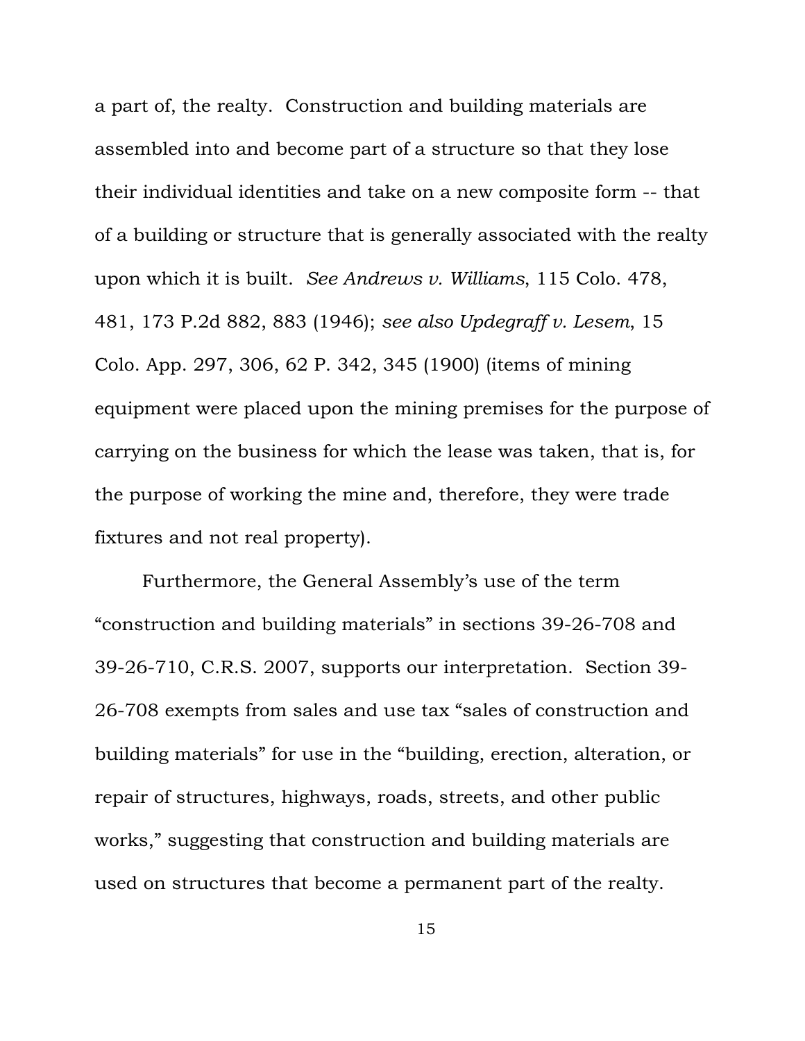a part of, the realty. Construction and building materials are assembled into and become part of a structure so that they lose their individual identities and take on a new composite form -- that of a building or structure that is generally associated with the realty upon which it is built. *See Andrews v. Williams*, 115 Colo. 478, 481, 173 P.2d 882, 883 (1946); *see also Updegraff v. Lesem*, 15 Colo. App. 297, 306, 62 P. 342, 345 (1900) (items of mining equipment were placed upon the mining premises for the purpose of carrying on the business for which the lease was taken, that is, for the purpose of working the mine and, therefore, they were trade fixtures and not real property).

Furthermore, the General Assembly's use of the term "construction and building materials" in sections 39-26-708 and 39-26-710, C.R.S. 2007, supports our interpretation. Section 39-26-708 exempts from sales and use tax "sales of construction and building materials" for use in the "building, erection, alteration, or repair of structures, highways, roads, streets, and other public works," suggesting that construction and building materials are used on structures that become a permanent part of the realty.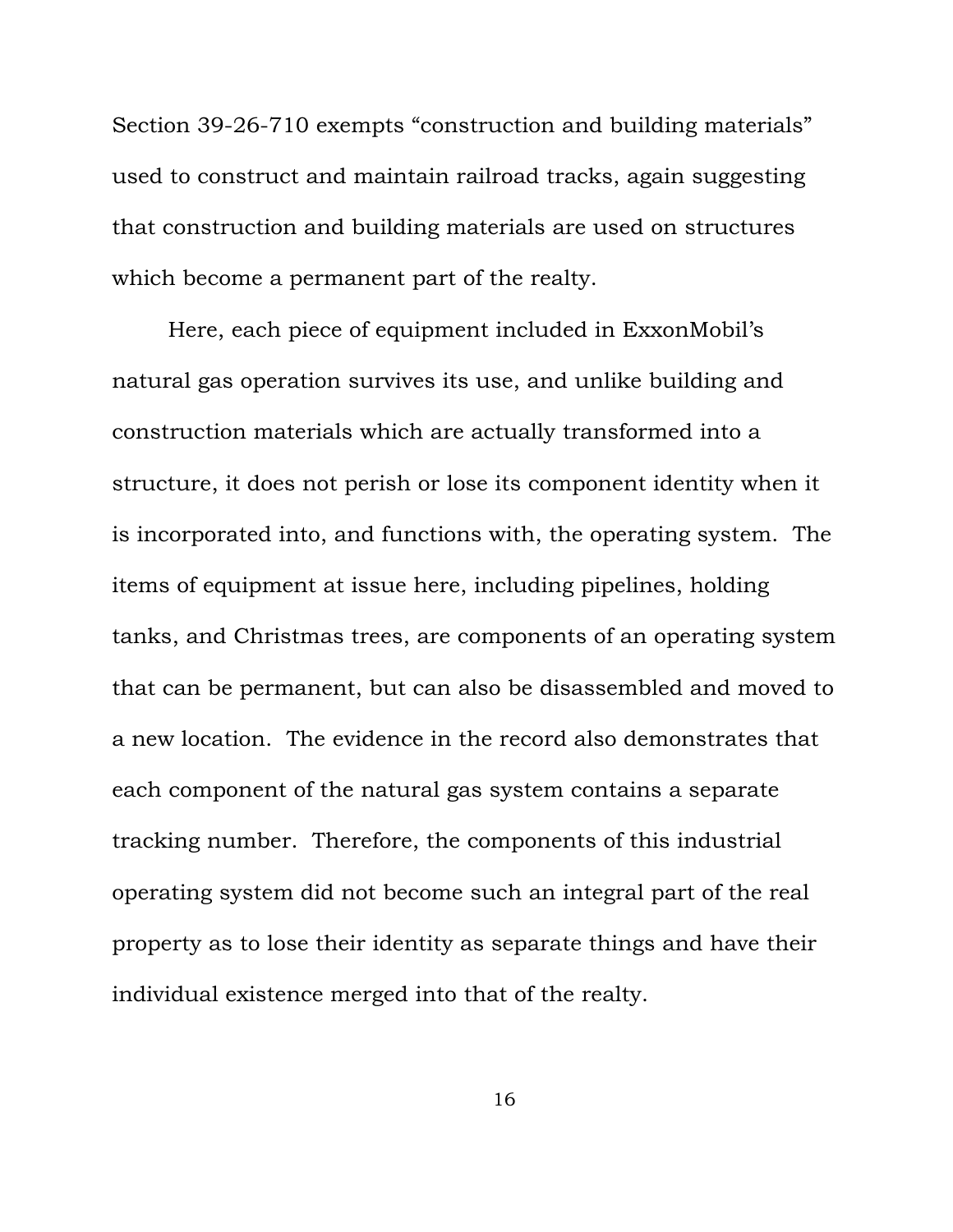Section 39-26-710 exempts "construction and building materials" used to construct and maintain railroad tracks, again suggesting that construction and building materials are used on structures which become a permanent part of the realty.

Here, each piece of equipment included in ExxonMobil's natural gas operation survives its use, and unlike building and construction materials which are actually transformed into a structure, it does not perish or lose its component identity when it is incorporated into, and functions with, the operating system. The items of equipment at issue here, including pipelines, holding tanks, and Christmas trees, are components of an operating system that can be permanent, but can also be disassembled and moved to a new location. The evidence in the record also demonstrates that each component of the natural gas system contains a separate tracking number. Therefore, the components of this industrial operating system did not become such an integral part of the real property as to lose their identity as separate things and have their individual existence merged into that of the realty.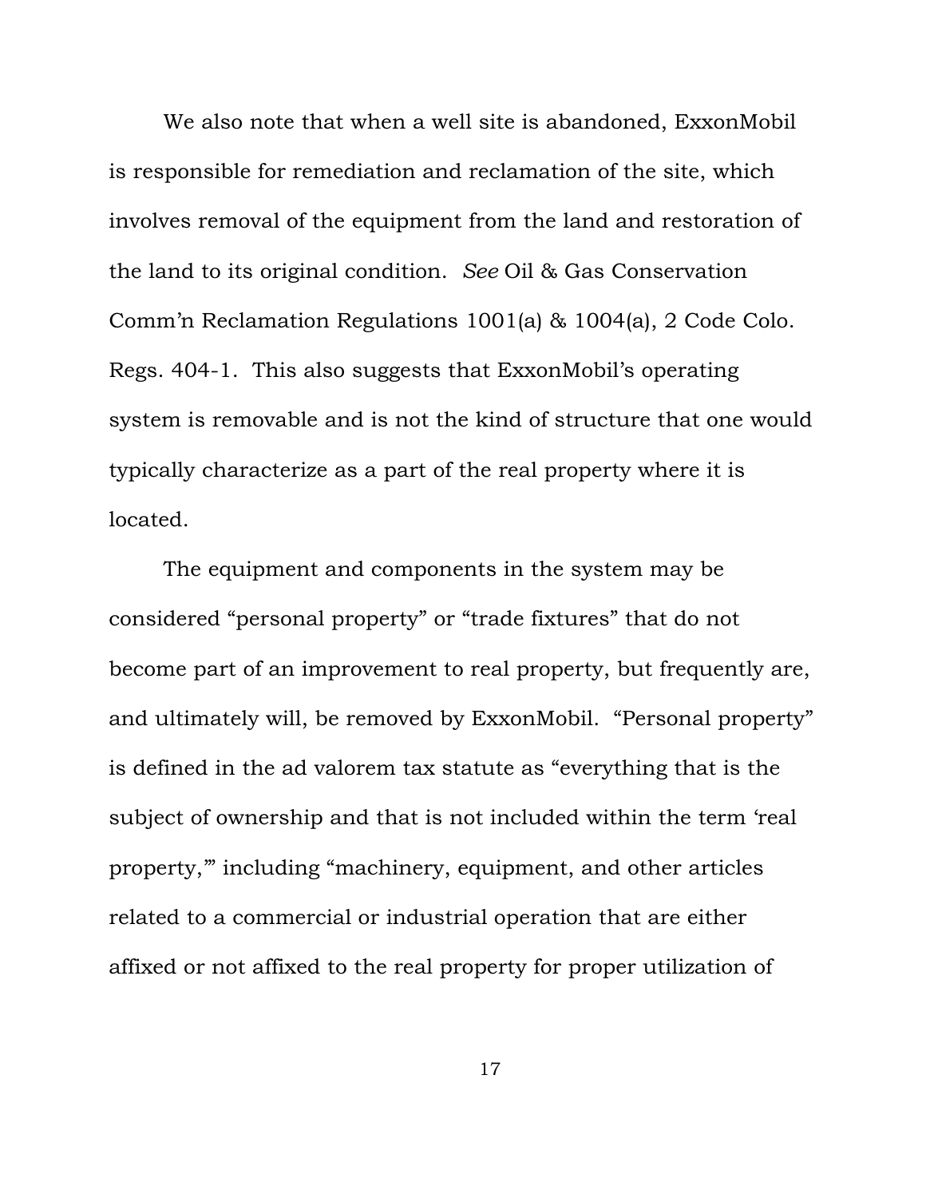We also note that when a well site is abandoned, ExxonMobil is responsible for remediation and reclamation of the site, which involves removal of the equipment from the land and restoration of the land to its original condition. *See* Oil & Gas Conservation Comm'n Reclamation Regulations 1001(a) & 1004(a), 2 Code Colo. Regs. 404-1. This also suggests that ExxonMobil's operating system is removable and is not the kind of structure that one would typically characterize as a part of the real property where it is located.

The equipment and components in the system may be considered "personal property" or "trade fixtures" that do not become part of an improvement to real property, but frequently are, and ultimately will, be removed by ExxonMobil. "Personal property" is defined in the ad valorem tax statute as "everything that is the subject of ownership and that is not included within the term 'real property,'" including "machinery, equipment, and other articles related to a commercial or industrial operation that are either affixed or not affixed to the real property for proper utilization of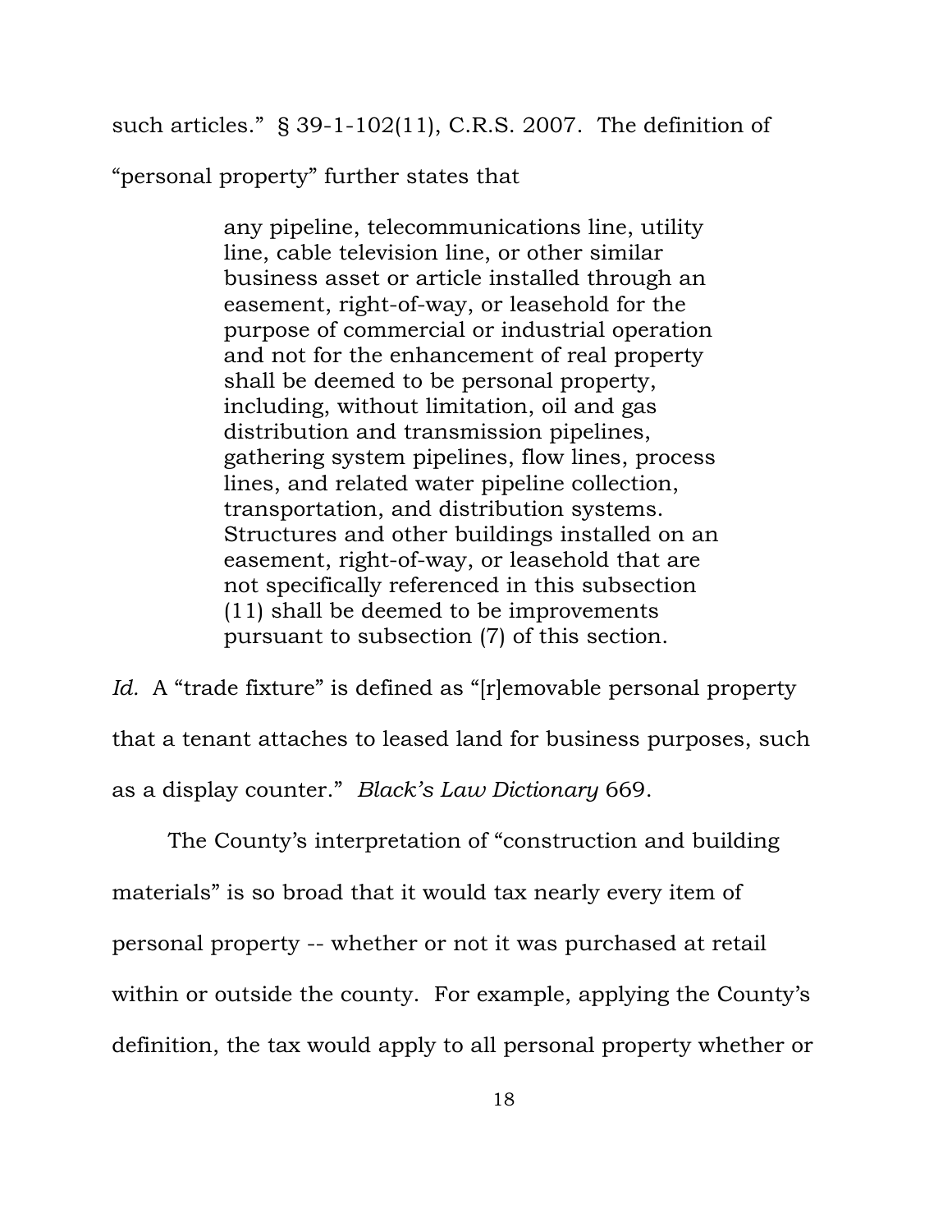such articles." § 39-1-102(11), C.R.S. 2007. The definition of "personal property" further states that

> any pipeline, telecommunications line, utility line, cable television line, or other similar business asset or article installed through an easement, right-of-way, or leasehold for the purpose of commercial or industrial operation and not for the enhancement of real property shall be deemed to be personal property, including, without limitation, oil and gas distribution and transmission pipelines, gathering system pipelines, flow lines, process lines, and related water pipeline collection, transportation, and distribution systems. Structures and other buildings installed on an easement, right-of-way, or leasehold that are not specifically referenced in this subsection (11) shall be deemed to be improvements pursuant to subsection (7) of this section.

*Id.* A "trade fixture" is defined as "[r]emovable personal property that a tenant attaches to leased land for business purposes, such as a display counter." *Black's Law Dictionary* 669.

The County's interpretation of "construction and building materials" is so broad that it would tax nearly every item of personal property -- whether or not it was purchased at retail within or outside the county. For example, applying the County's definition, the tax would apply to all personal property whether or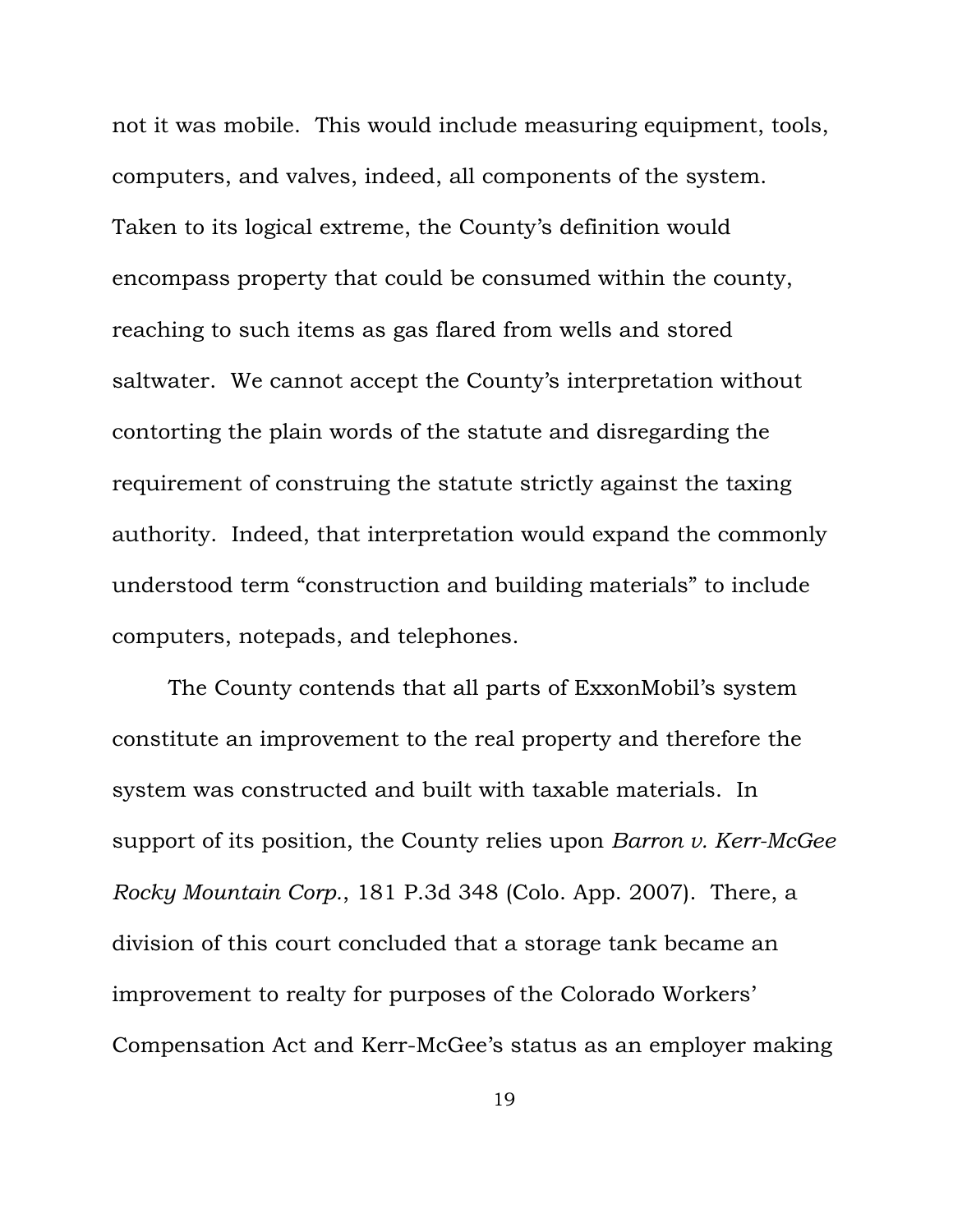not it was mobile. This would include measuring equipment, tools, computers, and valves, indeed, all components of the system. Taken to its logical extreme, the County's definition would encompass property that could be consumed within the county, reaching to such items as gas flared from wells and stored saltwater. We cannot accept the County's interpretation without contorting the plain words of the statute and disregarding the requirement of construing the statute strictly against the taxing authority. Indeed, that interpretation would expand the commonly understood term "construction and building materials" to include computers, notepads, and telephones.

The County contends that all parts of ExxonMobil's system constitute an improvement to the real property and therefore the system was constructed and built with taxable materials. In support of its position, the County relies upon *Barron v. Kerr-McGee Rocky Mountain Corp.*, 181 P.3d 348 (Colo. App. 2007). There, a division of this court concluded that a storage tank became an improvement to realty for purposes of the Colorado Workers' Compensation Act and Kerr-McGee's status as an employer making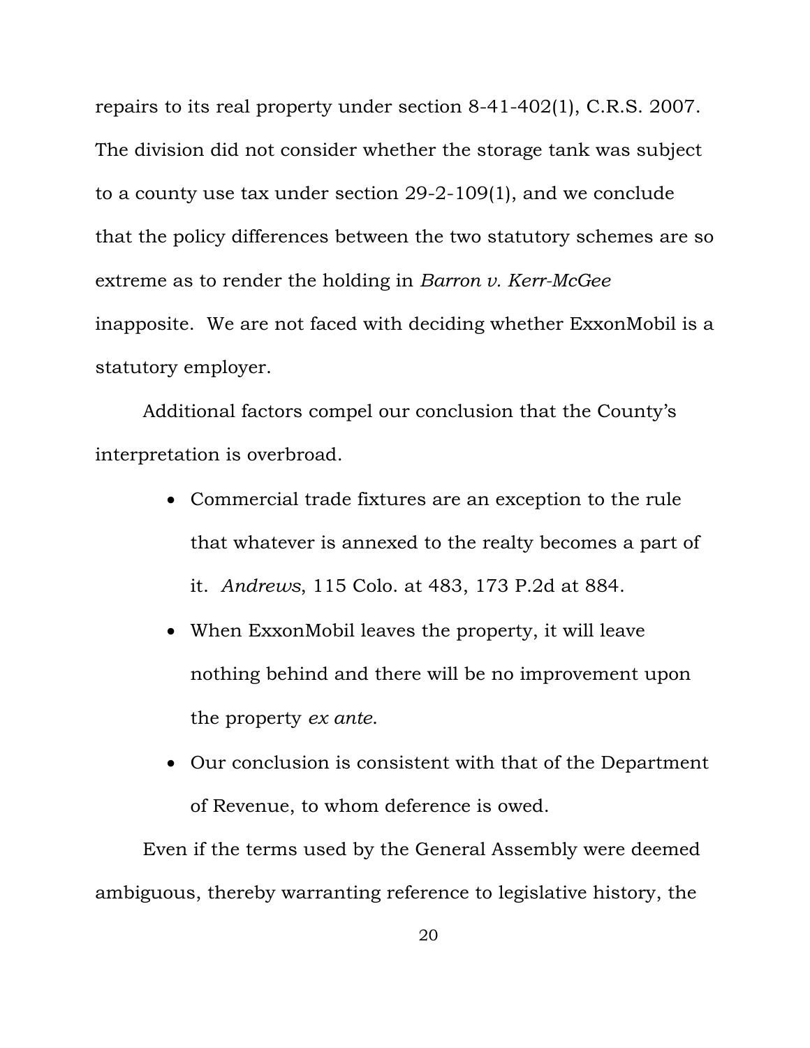repairs to its real property under section 8-41-402(1), C.R.S. 2007. The division did not consider whether the storage tank was subject to a county use tax under section 29-2-109(1), and we conclude that the policy differences between the two statutory schemes are so extreme as to render the holding in *Barron v. Kerr-McGee* inapposite. We are not faced with deciding whether ExxonMobil is a statutory employer.

Additional factors compel our conclusion that the County's interpretation is overbroad.

- Commercial trade fixtures are an exception to the rule that whatever is annexed to the realty becomes a part of it. *Andrews*, 115 Colo. at 483, 173 P.2d at 884.
- When ExxonMobil leaves the property, it will leave nothing behind and there will be no improvement upon the property *ex ante*.
- Our conclusion is consistent with that of the Department of Revenue, to whom deference is owed.

Even if the terms used by the General Assembly were deemed ambiguous, thereby warranting reference to legislative history, the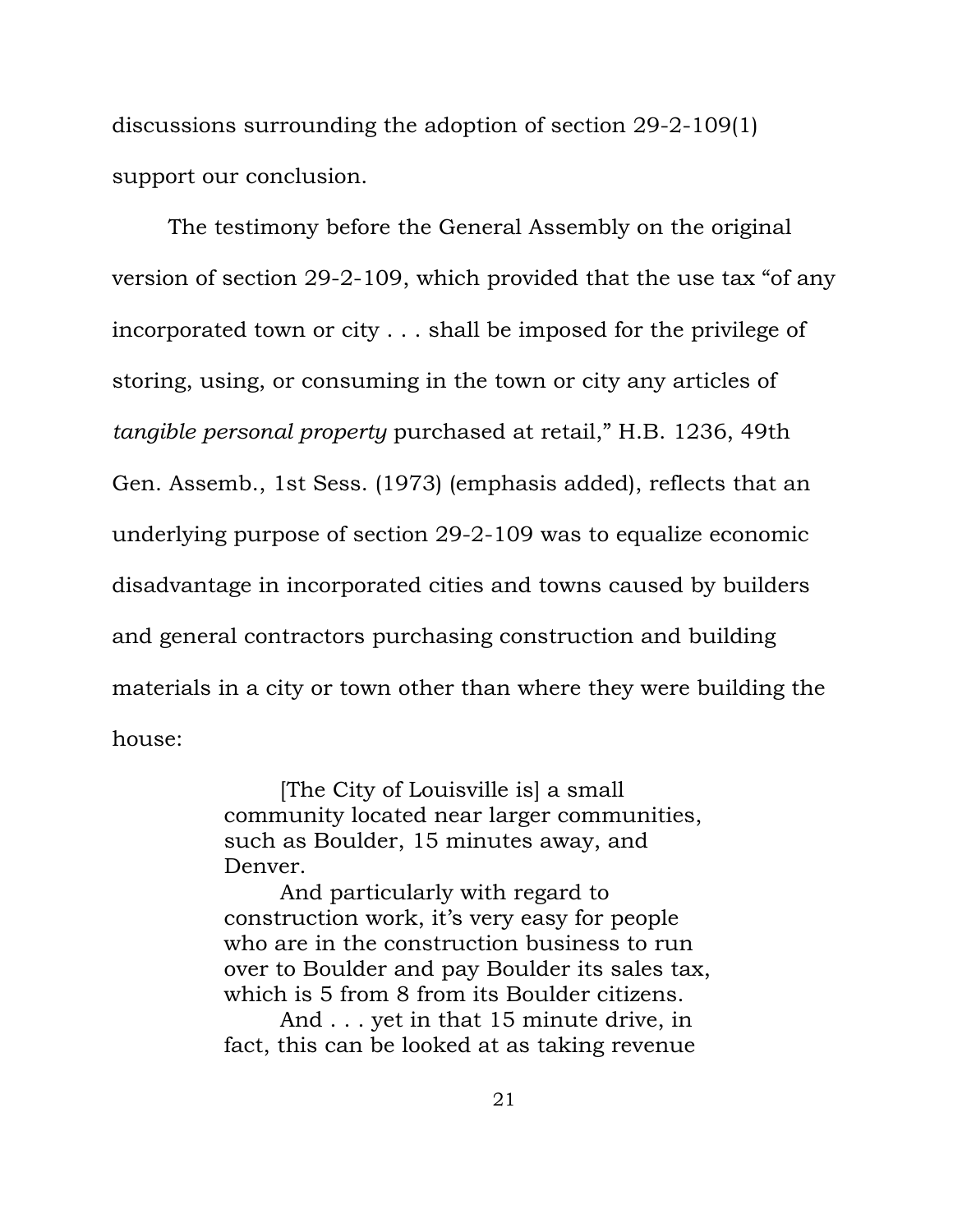discussions surrounding the adoption of section 29-2-109(1) support our conclusion.

The testimony before the General Assembly on the original version of section 29-2-109, which provided that the use tax "of any incorporated town or city . . . shall be imposed for the privilege of storing, using, or consuming in the town or city any articles of *tangible personal property* purchased at retail," H.B. 1236, 49th Gen. Assemb., 1st Sess. (1973) (emphasis added), reflects that an underlying purpose of section 29-2-109 was to equalize economic disadvantage in incorporated cities and towns caused by builders and general contractors purchasing construction and building materials in a city or town other than where they were building the house:

> [The City of Louisville is] a small community located near larger communities, such as Boulder, 15 minutes away, and Denver.
>
> And particularly with regard to construction work, it's very easy for people who are in the construction business to run over to Boulder and pay Boulder its sales tax, which is 5 from 8 from its Boulder citizens.
>
> And . . . yet in that 15 minute drive, in fact, this can be looked at as taking revenue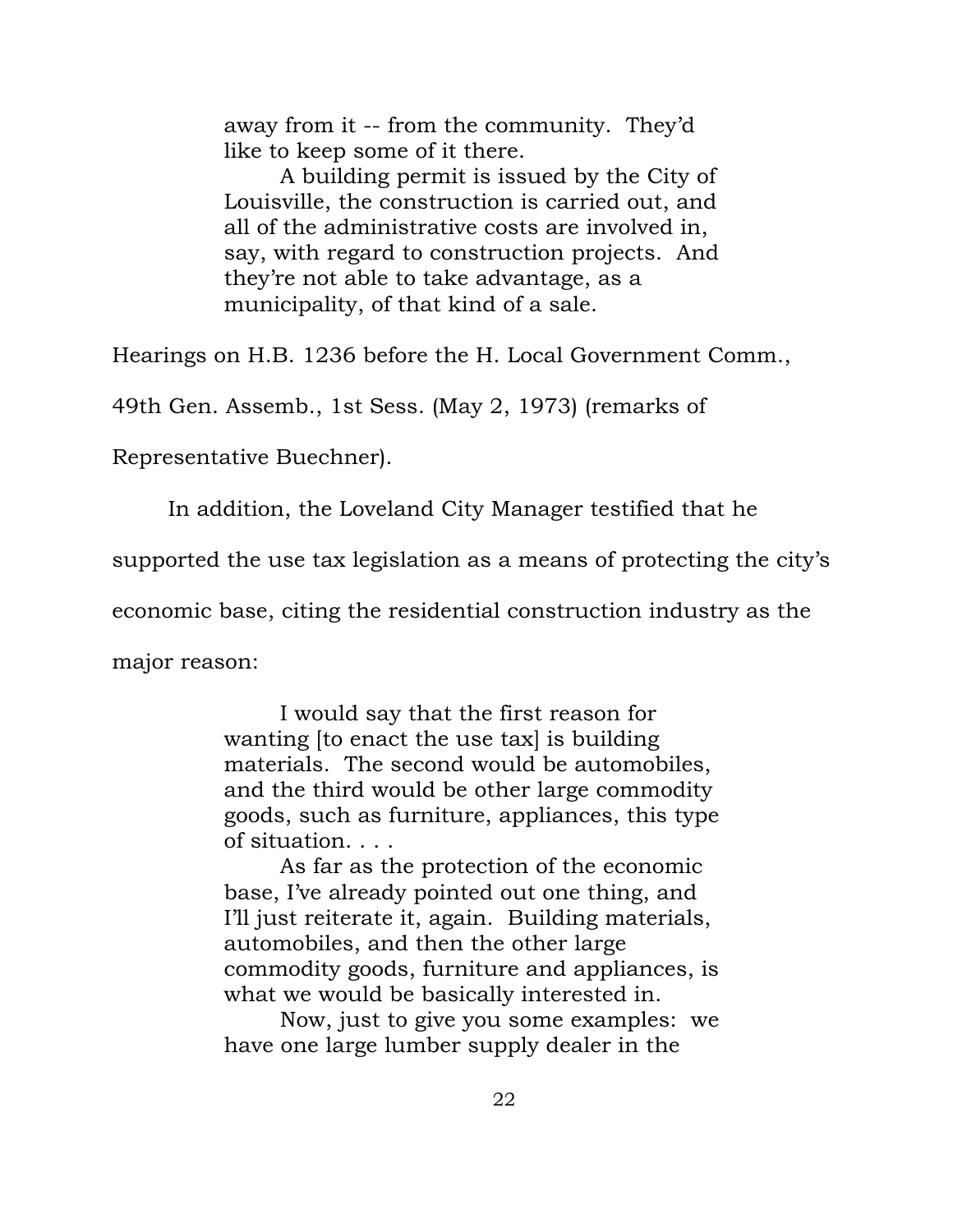> away from it -- from the community. They'd like to keep some of it there.
>
> A building permit is issued by the City of Louisville, the construction is carried out, and all of the administrative costs are involved in, say, with regard to construction projects. And they're not able to take advantage, as a municipality, of that kind of a sale.

Hearings on H.B. 1236 before the H. Local Government Comm., 49th Gen. Assemb., 1st Sess. (May 2, 1973) (remarks of Representative Buechner).

In addition, the Loveland City Manager testified that he supported the use tax legislation as a means of protecting the city's economic base, citing the residential construction industry as the major reason:

> I would say that the first reason for wanting [to enact the use tax] is building materials. The second would be automobiles, and the third would be other large commodity goods, such as furniture, appliances, this type of situation. . . .
>
> As far as the protection of the economic base, I've already pointed out one thing, and I'll just reiterate it, again. Building materials, automobiles, and then the other large commodity goods, furniture and appliances, is what we would be basically interested in.
>
> Now, just to give you some examples: we have one large lumber supply dealer in the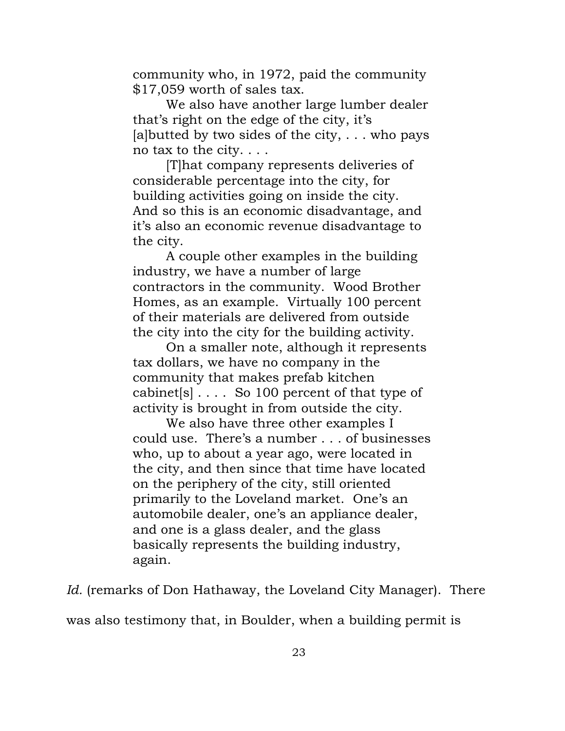> community who, in 1972, paid the community $17,059 worth of sales tax.
>
> We also have another large lumber dealer that's right on the edge of the city, it's [a]butted by two sides of the city, . . . who pays no tax to the city. . . .
>
> [T]hat company represents deliveries of considerable percentage into the city, for building activities going on inside the city. And so this is an economic disadvantage, and it's also an economic revenue disadvantage to the city.
>
> A couple other examples in the building industry, we have a number of large contractors in the community. Wood Brother Homes, as an example. Virtually 100 percent of their materials are delivered from outside the city into the city for the building activity.
>
> On a smaller note, although it represents tax dollars, we have no company in the community that makes prefab kitchen cabinet[s] . . . . So 100 percent of that type of activity is brought in from outside the city.
>
> We also have three other examples I could use. There's a number . . . of businesses who, up to about a year ago, were located in the city, and then since that time have located on the periphery of the city, still oriented primarily to the Loveland market. One's an automobile dealer, one's an appliance dealer, and one is a glass dealer, and the glass basically represents the building industry, again.

*Id.* (remarks of Don Hathaway, the Loveland City Manager). There was also testimony that, in Boulder, when a building permit is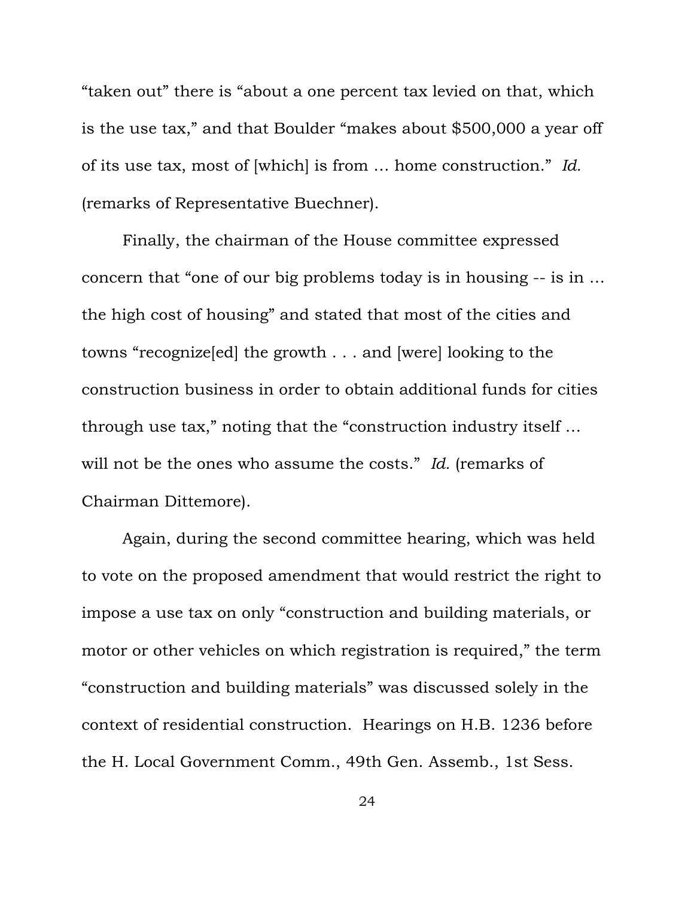"taken out" there is "about a one percent tax levied on that, which is the use tax," and that Boulder "makes about $500,000 a year off of its use tax, most of [which] is from … home construction." *Id.* (remarks of Representative Buechner).

Finally, the chairman of the House committee expressed concern that "one of our big problems today is in housing -- is in … the high cost of housing" and stated that most of the cities and towns "recognize[ed] the growth . . . and [were] looking to the construction business in order to obtain additional funds for cities through use tax," noting that the "construction industry itself … will not be the ones who assume the costs." *Id.* (remarks of Chairman Dittemore).

Again, during the second committee hearing, which was held to vote on the proposed amendment that would restrict the right to impose a use tax on only "construction and building materials, or motor or other vehicles on which registration is required," the term "construction and building materials" was discussed solely in the context of residential construction. Hearings on H.B. 1236 before the H. Local Government Comm., 49th Gen. Assemb., 1st Sess.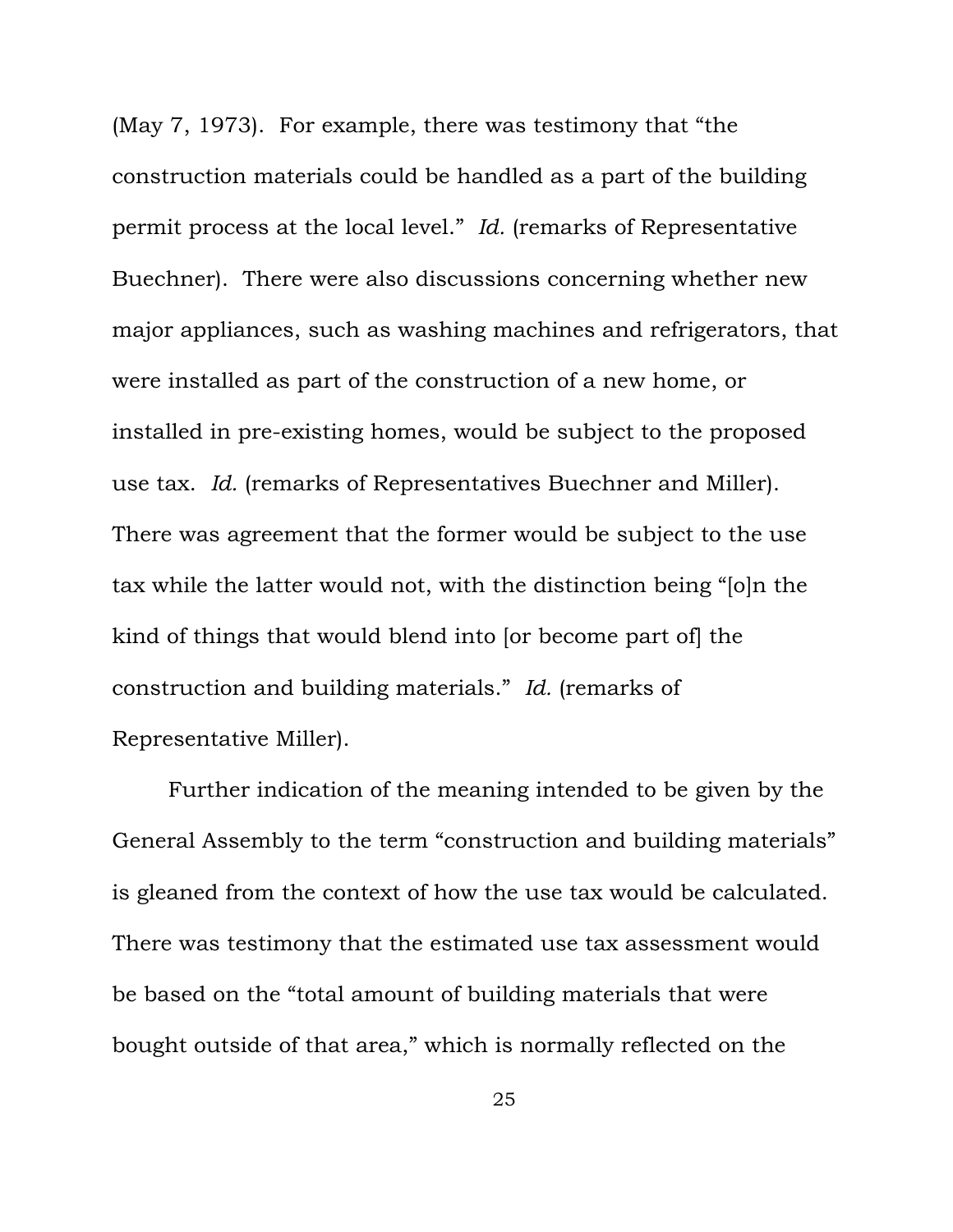(May 7, 1973). For example, there was testimony that "the construction materials could be handled as a part of the building permit process at the local level." *Id.* (remarks of Representative Buechner). There were also discussions concerning whether new major appliances, such as washing machines and refrigerators, that were installed as part of the construction of a new home, or installed in pre-existing homes, would be subject to the proposed use tax. *Id.* (remarks of Representatives Buechner and Miller). There was agreement that the former would be subject to the use tax while the latter would not, with the distinction being "[o]n the kind of things that would blend into [or become part of] the construction and building materials." *Id.* (remarks of Representative Miller).

Further indication of the meaning intended to be given by the General Assembly to the term "construction and building materials" is gleaned from the context of how the use tax would be calculated. There was testimony that the estimated use tax assessment would be based on the "total amount of building materials that were bought outside of that area," which is normally reflected on the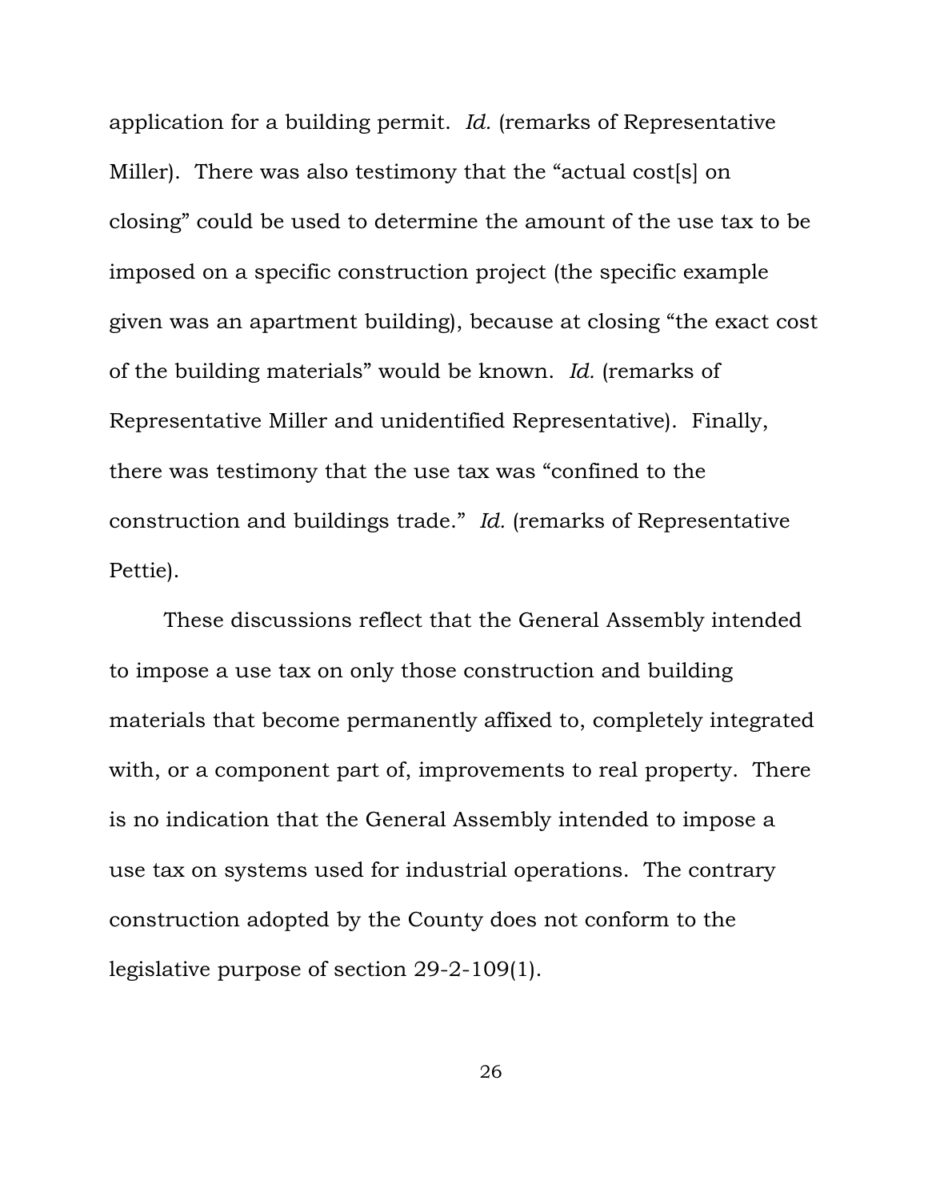application for a building permit. *Id.* (remarks of Representative Miller). There was also testimony that the "actual cost[s] on closing" could be used to determine the amount of the use tax to be imposed on a specific construction project (the specific example given was an apartment building), because at closing "the exact cost of the building materials" would be known. *Id.* (remarks of Representative Miller and unidentified Representative). Finally, there was testimony that the use tax was "confined to the construction and buildings trade." *Id.* (remarks of Representative Pettie).

These discussions reflect that the General Assembly intended to impose a use tax on only those construction and building materials that become permanently affixed to, completely integrated with, or a component part of, improvements to real property. There is no indication that the General Assembly intended to impose a use tax on systems used for industrial operations. The contrary construction adopted by the County does not conform to the legislative purpose of section 29-2-109(1).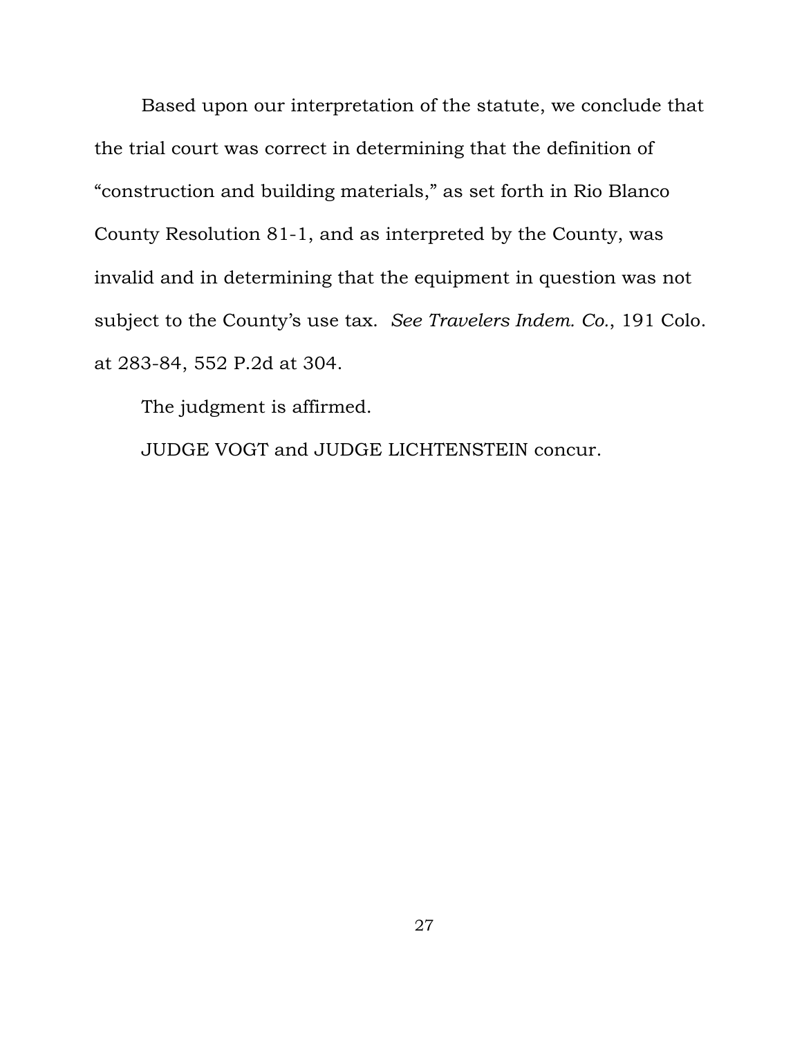Based upon our interpretation of the statute, we conclude that the trial court was correct in determining that the definition of "construction and building materials," as set forth in Rio Blanco County Resolution 81-1, and as interpreted by the County, was invalid and in determining that the equipment in question was not subject to the County's use tax. *See Travelers Indem. Co.*, 191 Colo. at 283-84, 552 P.2d at 304.

The judgment is affirmed.

JUDGE VOGT and JUDGE LICHTENSTEIN concur.